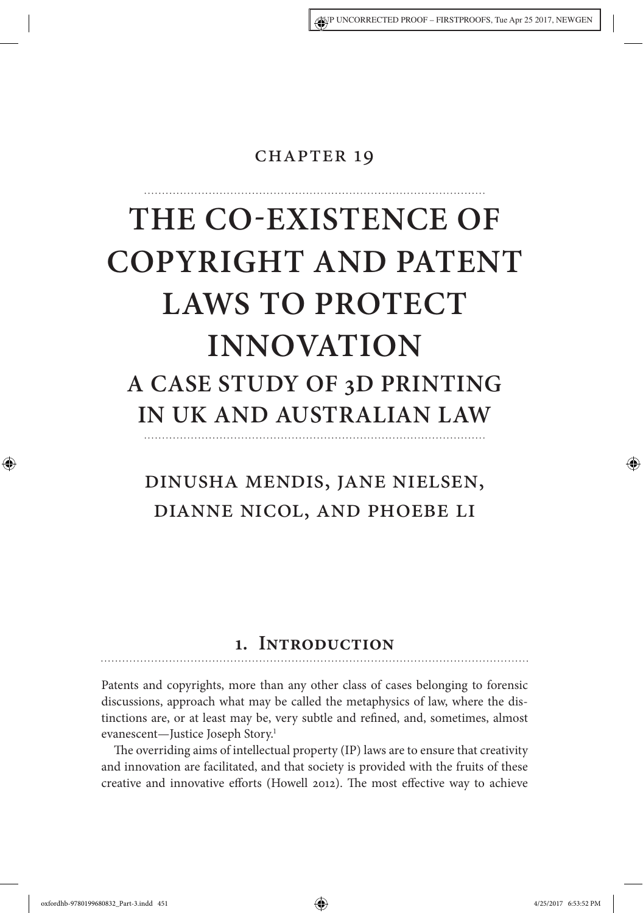Chapter 19

# The Co-existence of Copyright and Patent Laws to Protect Innovation

## A Case Study of 3D Printing in UK and Australian Law

Dinusha Mendis, Jane Nielsen, Dianne Nicol, and Phoebe Li

## 1. Introduction

Patents and copyrights, more than any other class of cases belonging to forensic discussions, approach what may be called the metaphysics of law, where the distinctions are, or at least may be, very subtle and refined, and, sometimes, almost evanescent—Justice Joseph Story.[1]

The overriding aims of intellectual property (IP) laws are to ensure that creativity and innovation are facilitated, and that society is provided with the fruits of these creative and innovative efforts (Howell 2012). The most effective way to achieve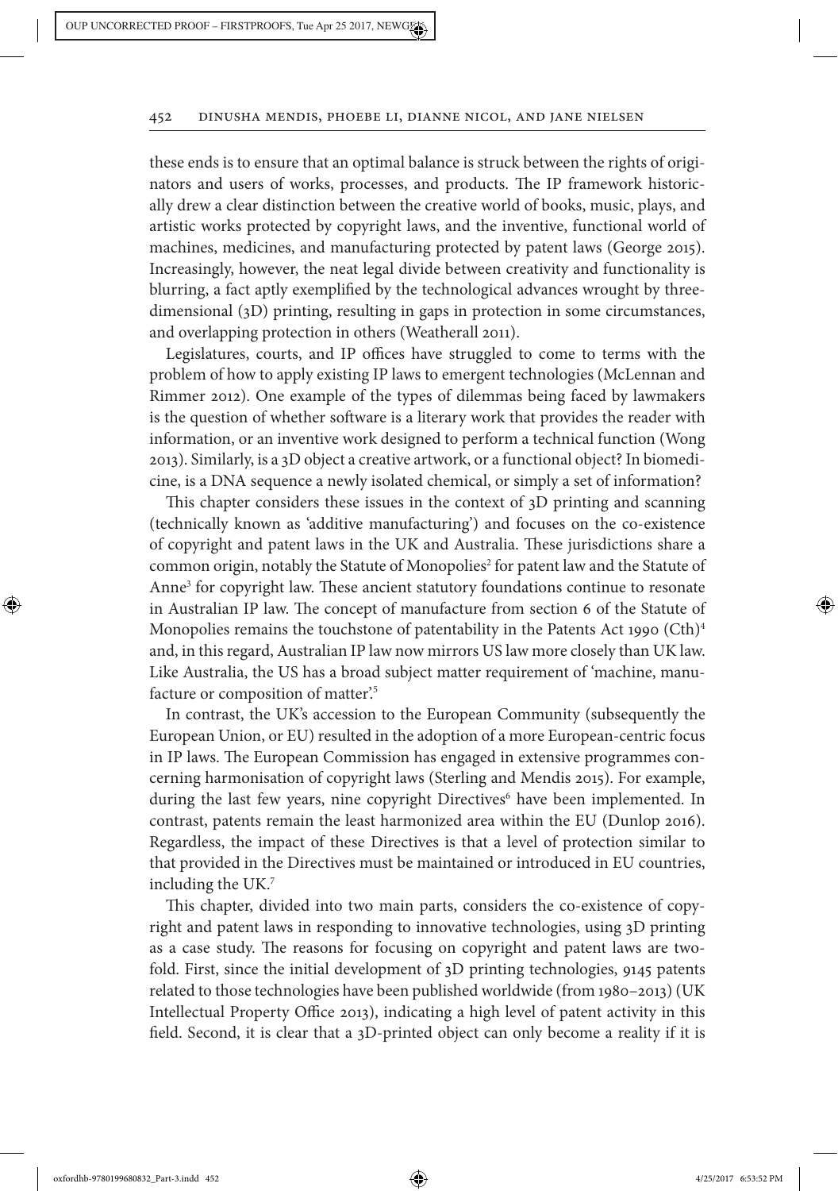these ends is to ensure that an optimal balance is struck between the rights of originators and users of works, processes, and products. The IP framework historically drew a clear distinction between the creative world of books, music, plays, and artistic works protected by copyright laws, and the inventive, functional world of machines, medicines, and manufacturing protected by patent laws (George 2015). Increasingly, however, the neat legal divide between creativity and functionality is blurring, a fact aptly exemplified by the technological advances wrought by three-dimensional (3D) printing, resulting in gaps in protection in some circumstances, and overlapping protection in others (Weatherall 2011).

Legislatures, courts, and IP offices have struggled to come to terms with the problem of how to apply existing IP laws to emergent technologies (McLennan and Rimmer 2012). One example of the types of dilemmas being faced by lawmakers is the question of whether software is a literary work that provides the reader with information, or an inventive work designed to perform a technical function (Wong 2013). Similarly, is a 3D object a creative artwork, or a functional object? In biomedicine, is a DNA sequence a newly isolated chemical, or simply a set of information?

This chapter considers these issues in the context of 3D printing and scanning (technically known as 'additive manufacturing') and focuses on the co-existence of copyright and patent laws in the UK and Australia. These jurisdictions share a common origin, notably the Statute of Monopolies[2] for patent law and the Statute of Anne[3] for copyright law. These ancient statutory foundations continue to resonate in Australian IP law. The concept of manufacture from section 6 of the Statute of Monopolies remains the touchstone of patentability in the Patents Act 1990 (Cth)[4] and, in this regard, Australian IP law now mirrors US law more closely than UK law. Like Australia, the US has a broad subject matter requirement of 'machine, manufacture or composition of matter'.[5]

In contrast, the UK's accession to the European Community (subsequently the European Union, or EU) resulted in the adoption of a more European-centric focus in IP laws. The European Commission has engaged in extensive programmes concerning harmonisation of copyright laws (Sterling and Mendis 2015). For example, during the last few years, nine copyright Directives[6] have been implemented. In contrast, patents remain the least harmonized area within the EU (Dunlop 2016). Regardless, the impact of these Directives is that a level of protection similar to that provided in the Directives must be maintained or introduced in EU countries, including the UK.[7]

This chapter, divided into two main parts, considers the co-existence of copyright and patent laws in responding to innovative technologies, using 3D printing as a case study. The reasons for focusing on copyright and patent laws are two-fold. First, since the initial development of 3D printing technologies, 9145 patents related to those technologies have been published worldwide (from 1980–2013) (UK Intellectual Property Office 2013), indicating a high level of patent activity in this field. Second, it is clear that a 3D-printed object can only become a reality if it is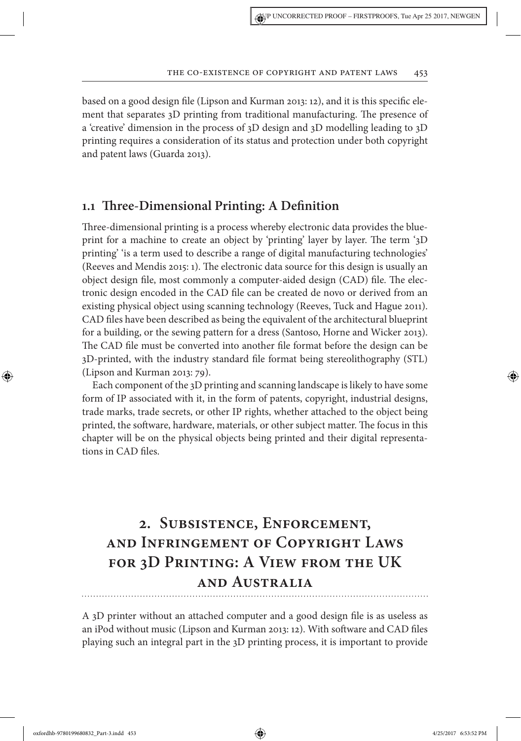based on a good design file (Lipson and Kurman 2013: 12), and it is this specific element that separates 3D printing from traditional manufacturing. The presence of a 'creative' dimension in the process of 3D design and 3D modelling leading to 3D printing requires a consideration of its status and protection under both copyright and patent laws (Guarda 2013).

### 1.1 Three-Dimensional Printing: A Definition

Three-dimensional printing is a process whereby electronic data provides the blueprint for a machine to create an object by 'printing' layer by layer. The term '3D printing' 'is a term used to describe a range of digital manufacturing technologies' (Reeves and Mendis 2015: 1). The electronic data source for this design is usually an object design file, most commonly a computer-aided design (CAD) file. The electronic design encoded in the CAD file can be created de novo or derived from an existing physical object using scanning technology (Reeves, Tuck and Hague 2011). CAD files have been described as being the equivalent of the architectural blueprint for a building, or the sewing pattern for a dress (Santoso, Horne and Wicker 2013). The CAD file must be converted into another file format before the design can be 3D-printed, with the industry standard file format being stereolithography (STL) (Lipson and Kurman 2013: 79).

Each component of the 3D printing and scanning landscape is likely to have some form of IP associated with it, in the form of patents, copyright, industrial designs, trade marks, trade secrets, or other IP rights, whether attached to the object being printed, the software, hardware, materials, or other subject matter. The focus in this chapter will be on the physical objects being printed and their digital representations in CAD files.

## 2. Subsistence, Enforcement, and Infringement of Copyright Laws for 3D Printing: A View from the UK and Australia

A 3D printer without an attached computer and a good design file is as useless as an iPod without music (Lipson and Kurman 2013: 12). With software and CAD files playing such an integral part in the 3D printing process, it is important to provide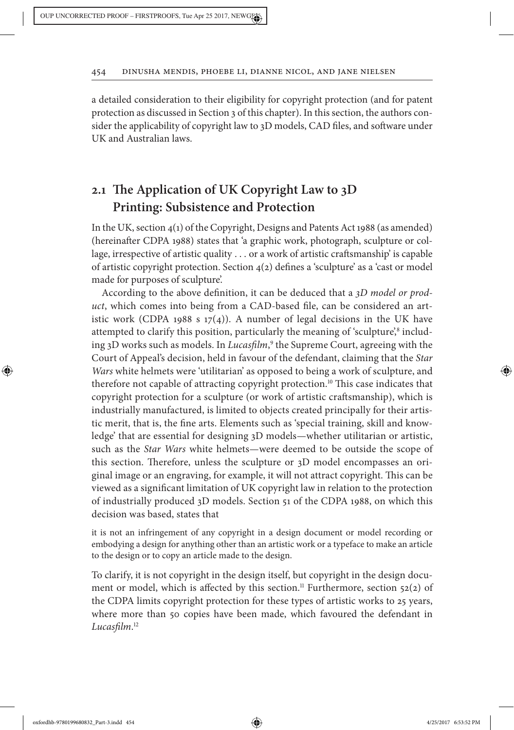a detailed consideration to their eligibility for copyright protection (and for patent protection as discussed in Section 3 of this chapter). In this section, the authors consider the applicability of copyright law to 3D models, CAD files, and software under UK and Australian laws.

## 2.1 The Application of UK Copyright Law to 3D Printing: Subsistence and Protection

In the UK, section 4(1) of the Copyright, Designs and Patents Act 1988 (as amended) (hereinafter CDPA 1988) states that 'a graphic work, photograph, sculpture or collage, irrespective of artistic quality . . . or a work of artistic craftsmanship' is capable of artistic copyright protection. Section 4(2) defines a 'sculpture' as a 'cast or model made for purposes of sculpture'.

According to the above definition, it can be deduced that a *3D model or product*, which comes into being from a CAD-based file, can be considered an artistic work (CDPA 1988 s 17(4)). A number of legal decisions in the UK have attempted to clarify this position, particularly the meaning of 'sculpture',[8] including 3D works such as models. In *Lucasfilm*,[9] the Supreme Court, agreeing with the Court of Appeal's decision, held in favour of the defendant, claiming that the *Star Wars* white helmets were 'utilitarian' as opposed to being a work of sculpture, and therefore not capable of attracting copyright protection.[10] This case indicates that copyright protection for a sculpture (or work of artistic craftsmanship), which is industrially manufactured, is limited to objects created principally for their artistic merit, that is, the fine arts. Elements such as 'special training, skill and knowledge' that are essential for designing 3D models—whether utilitarian or artistic, such as the *Star Wars* white helmets—were deemed to be outside the scope of this section. Therefore, unless the sculpture or 3D model encompasses an original image or an engraving, for example, it will not attract copyright. This can be viewed as a significant limitation of UK copyright law in relation to the protection of industrially produced 3D models. Section 51 of the CDPA 1988, on which this decision was based, states that

> it is not an infringement of any copyright in a design document or model recording or embodying a design for anything other than an artistic work or a typeface to make an article to the design or to copy an article made to the design.

To clarify, it is not copyright in the design itself, but copyright in the design document or model, which is affected by this section.[11] Furthermore, section 52(2) of the CDPA limits copyright protection for these types of artistic works to 25 years, where more than 50 copies have been made, which favoured the defendant in *Lucasfilm*.[12]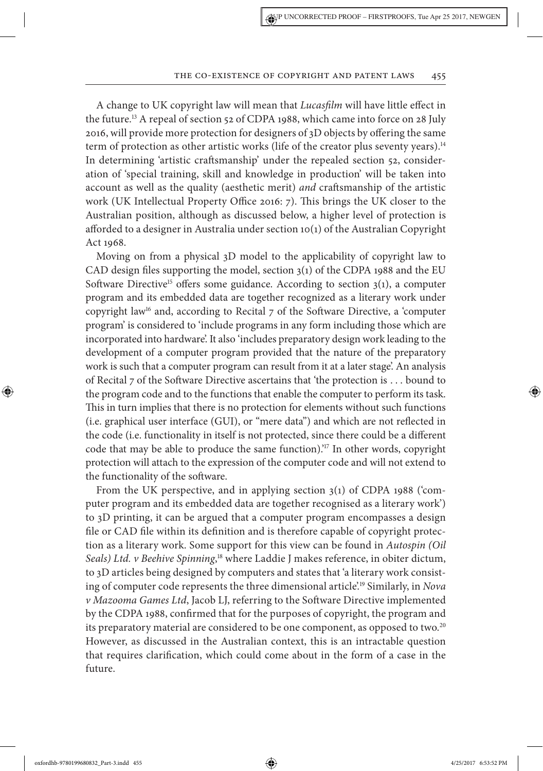A change to UK copyright law will mean that *Lucasfilm* will have little effect in the future.[13] A repeal of section 52 of CDPA 1988, which came into force on 28 July 2016, will provide more protection for designers of 3D objects by offering the same term of protection as other artistic works (life of the creator plus seventy years).[14] In determining 'artistic craftsmanship' under the repealed section 52, consideration of 'special training, skill and knowledge in production' will be taken into account as well as the quality (aesthetic merit) *and* craftsmanship of the artistic work (UK Intellectual Property Office 2016: 7). This brings the UK closer to the Australian position, although as discussed below, a higher level of protection is afforded to a designer in Australia under section 10(1) of the Australian Copyright Act 1968.

Moving on from a physical 3D model to the applicability of copyright law to CAD design files supporting the model, section 3(1) of the CDPA 1988 and the EU Software Directive[15] offers some guidance. According to section 3(1), a computer program and its embedded data are together recognized as a literary work under copyright law[16] and, according to Recital 7 of the Software Directive, a 'computer program' is considered to 'include programs in any form including those which are incorporated into hardware'. It also 'includes preparatory design work leading to the development of a computer program provided that the nature of the preparatory work is such that a computer program can result from it at a later stage'. An analysis of Recital 7 of the Software Directive ascertains that 'the protection is . . . bound to the program code and to the functions that enable the computer to perform its task. This in turn implies that there is no protection for elements without such functions (i.e. graphical user interface (GUI), or "mere data") and which are not reflected in the code (i.e. functionality in itself is not protected, since there could be a different code that may be able to produce the same function).'[17] In other words, copyright protection will attach to the expression of the computer code and will not extend to the functionality of the software.

From the UK perspective, and in applying section 3(1) of CDPA 1988 ('computer program and its embedded data are together recognised as a literary work') to 3D printing, it can be argued that a computer program encompasses a design file or CAD file within its definition and is therefore capable of copyright protection as a literary work. Some support for this view can be found in *Autospin (Oil Seals) Ltd. v Beehive Spinning*,[18] where Laddie J makes reference, in obiter dictum, to 3D articles being designed by computers and states that 'a literary work consisting of computer code represents the three dimensional article'.[19] Similarly, in *Nova v Mazooma Games Ltd*, Jacob LJ, referring to the Software Directive implemented by the CDPA 1988, confirmed that for the purposes of copyright, the program and its preparatory material are considered to be one component, as opposed to two.[20] However, as discussed in the Australian context, this is an intractable question that requires clarification, which could come about in the form of a case in the future.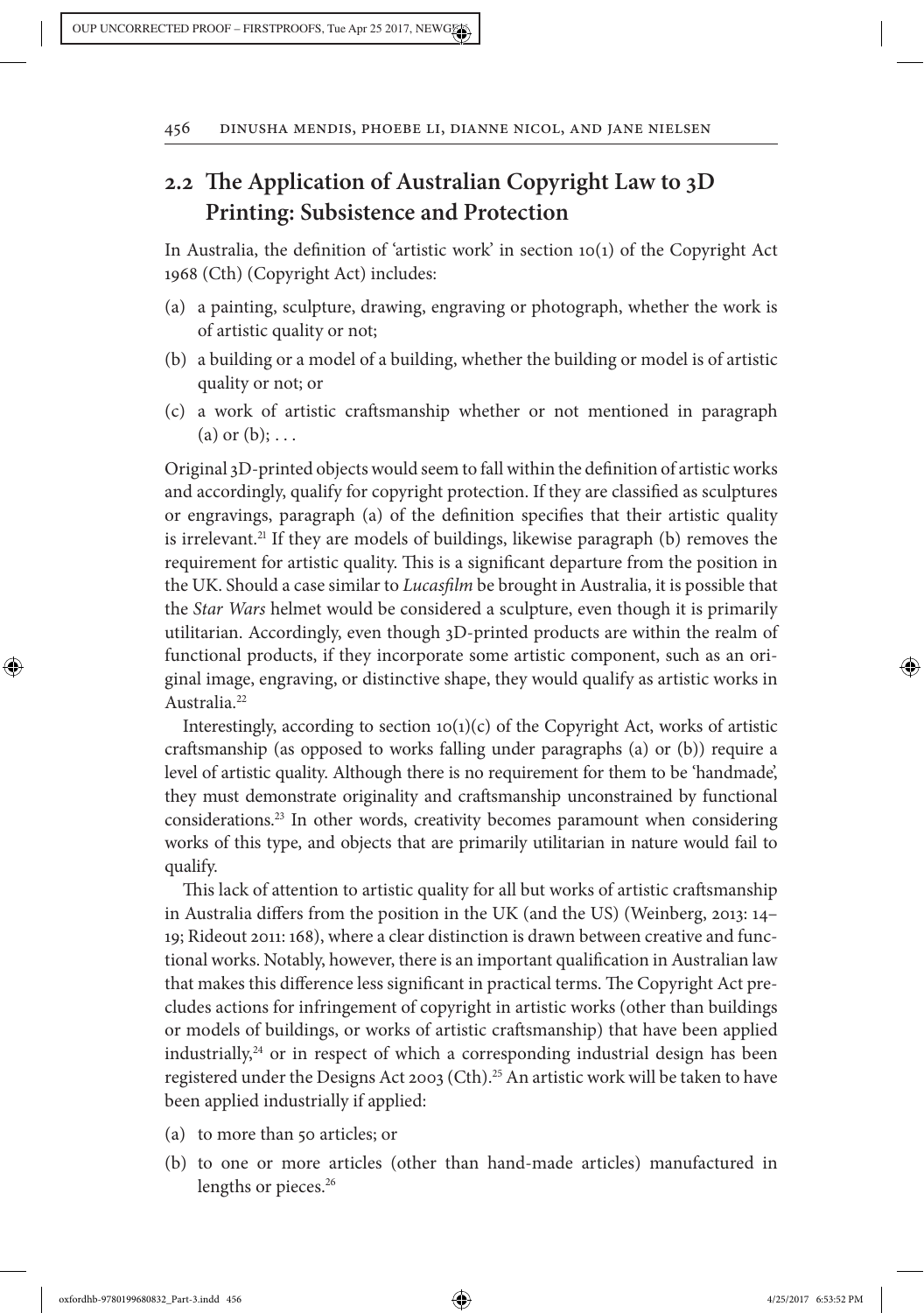## 2.2 The Application of Australian Copyright Law to 3D Printing: Subsistence and Protection

In Australia, the definition of 'artistic work' in section 10(1) of the Copyright Act 1968 (Cth) (Copyright Act) includes:

(a) a painting, sculpture, drawing, engraving or photograph, whether the work is of artistic quality or not;

(b) a building or a model of a building, whether the building or model is of artistic quality or not; or

(c) a work of artistic craftsmanship whether or not mentioned in paragraph (a) or (b); . . .

Original 3D-printed objects would seem to fall within the definition of artistic works and accordingly, qualify for copyright protection. If they are classified as sculptures or engravings, paragraph (a) of the definition specifies that their artistic quality is irrelevant.[21] If they are models of buildings, likewise paragraph (b) removes the requirement for artistic quality. This is a significant departure from the position in the UK. Should a case similar to *Lucasfilm* be brought in Australia, it is possible that the *Star Wars* helmet would be considered a sculpture, even though it is primarily utilitarian. Accordingly, even though 3D-printed products are within the realm of functional products, if they incorporate some artistic component, such as an original image, engraving, or distinctive shape, they would qualify as artistic works in Australia.[22]

Interestingly, according to section 10(1)(c) of the Copyright Act, works of artistic craftsmanship (as opposed to works falling under paragraphs (a) or (b)) require a level of artistic quality. Although there is no requirement for them to be 'handmade', they must demonstrate originality and craftsmanship unconstrained by functional considerations.[23] In other words, creativity becomes paramount when considering works of this type, and objects that are primarily utilitarian in nature would fail to qualify.

This lack of attention to artistic quality for all but works of artistic craftsmanship in Australia differs from the position in the UK (and the US) (Weinberg, 2013: 14–19; Rideout 2011: 168), where a clear distinction is drawn between creative and functional works. Notably, however, there is an important qualification in Australian law that makes this difference less significant in practical terms. The Copyright Act precludes actions for infringement of copyright in artistic works (other than buildings or models of buildings, or works of artistic craftsmanship) that have been applied industrially,[24] or in respect of which a corresponding industrial design has been registered under the Designs Act 2003 (Cth).[25] An artistic work will be taken to have been applied industrially if applied:

(a) to more than 50 articles; or

(b) to one or more articles (other than hand-made articles) manufactured in lengths or pieces.[26]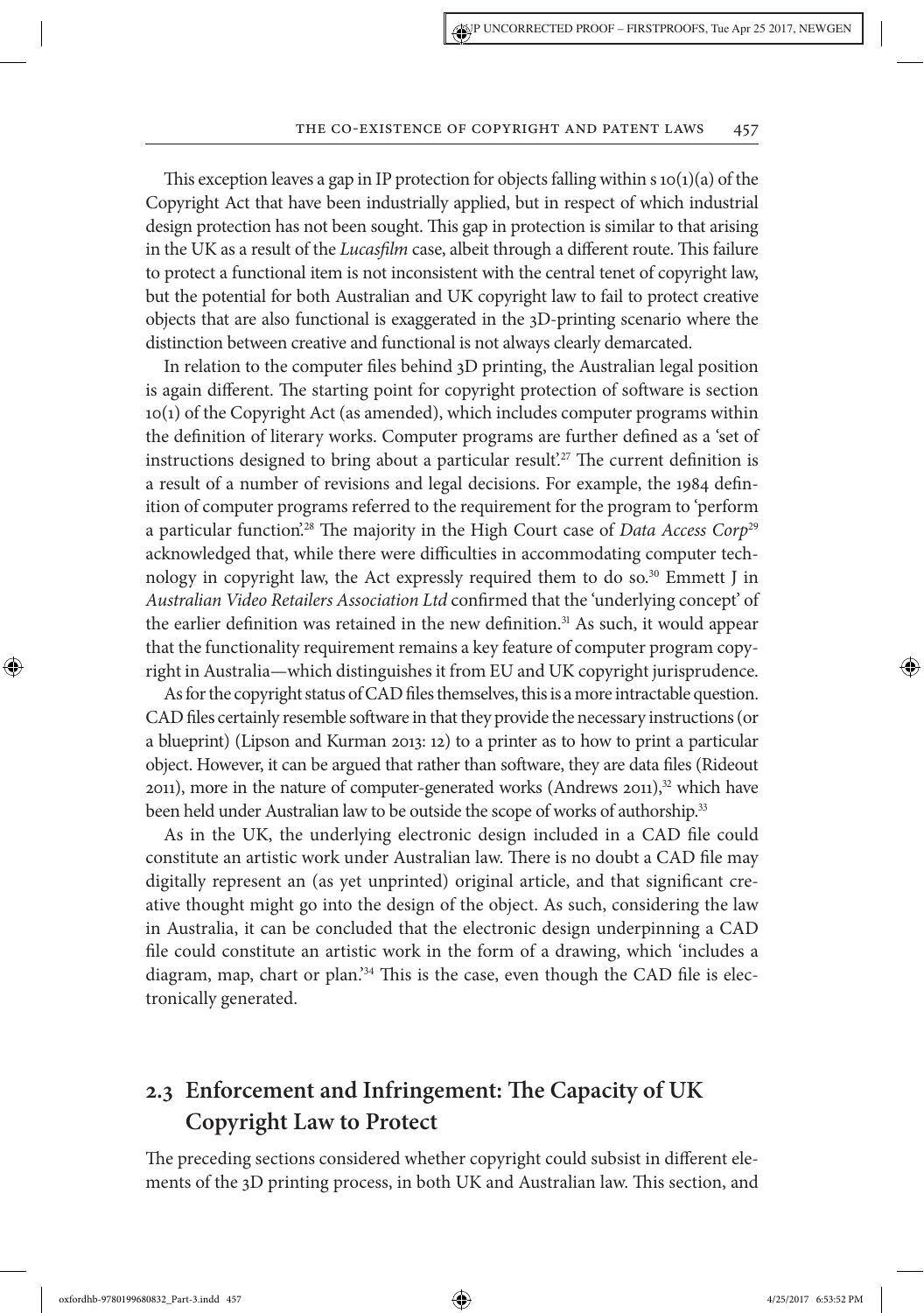This exception leaves a gap in IP protection for objects falling within s 10(1)(a) of the Copyright Act that have been industrially applied, but in respect of which industrial design protection has not been sought. This gap in protection is similar to that arising in the UK as a result of the *Lucasfilm* case, albeit through a different route. This failure to protect a functional item is not inconsistent with the central tenet of copyright law, but the potential for both Australian and UK copyright law to fail to protect creative objects that are also functional is exaggerated in the 3D-printing scenario where the distinction between creative and functional is not always clearly demarcated.

In relation to the computer files behind 3D printing, the Australian legal position is again different. The starting point for copyright protection of software is section 10(1) of the Copyright Act (as amended), which includes computer programs within the definition of literary works. Computer programs are further defined as a 'set of instructions designed to bring about a particular result'.[27] The current definition is a result of a number of revisions and legal decisions. For example, the 1984 definition of computer programs referred to the requirement for the program to 'perform a particular function'.[28] The majority in the High Court case of *Data Access Corp*[29] acknowledged that, while there were difficulties in accommodating computer technology in copyright law, the Act expressly required them to do so.[30] Emmett J in *Australian Video Retailers Association Ltd* confirmed that the 'underlying concept' of the earlier definition was retained in the new definition.[31] As such, it would appear that the functionality requirement remains a key feature of computer program copyright in Australia—which distinguishes it from EU and UK copyright jurisprudence.

As for the copyright status of CAD files themselves, this is a more intractable question. CAD files certainly resemble software in that they provide the necessary instructions (or a blueprint) (Lipson and Kurman 2013: 12) to a printer as to how to print a particular object. However, it can be argued that rather than software, they are data files (Rideout 2011), more in the nature of computer-generated works (Andrews 2011),[32] which have been held under Australian law to be outside the scope of works of authorship.[33]

As in the UK, the underlying electronic design included in a CAD file could constitute an artistic work under Australian law. There is no doubt a CAD file may digitally represent an (as yet unprinted) original article, and that significant creative thought might go into the design of the object. As such, considering the law in Australia, it can be concluded that the electronic design underpinning a CAD file could constitute an artistic work in the form of a drawing, which 'includes a diagram, map, chart or plan.'[34] This is the case, even though the CAD file is electronically generated.

## 2.3 Enforcement and Infringement: The Capacity of UK Copyright Law to Protect

The preceding sections considered whether copyright could subsist in different elements of the 3D printing process, in both UK and Australian law. This section, and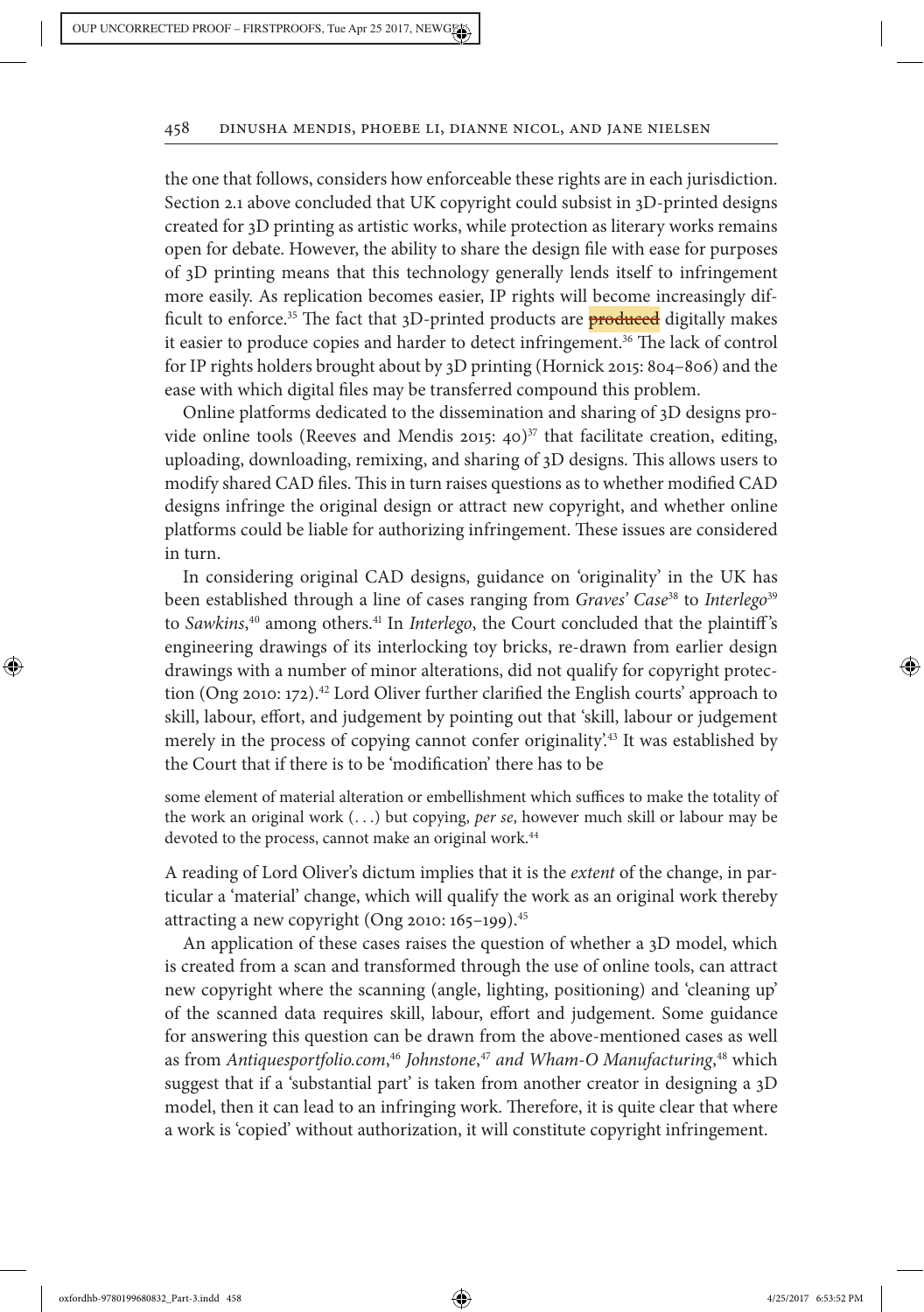the one that follows, considers how enforceable these rights are in each jurisdiction. Section 2.1 above concluded that UK copyright could subsist in 3D-printed designs created for 3D printing as artistic works, while protection as literary works remains open for debate. However, the ability to share the design file with ease for purposes of 3D printing means that this technology generally lends itself to infringement more easily. As replication becomes easier, IP rights will become increasingly difficult to enforce.[35] The fact that 3D-printed products are ~~produced~~ digitally makes it easier to produce copies and harder to detect infringement.[36] The lack of control for IP rights holders brought about by 3D printing (Hornick 2015: 804–806) and the ease with which digital files may be transferred compound this problem.

Online platforms dedicated to the dissemination and sharing of 3D designs provide online tools (Reeves and Mendis 2015: 40)[37] that facilitate creation, editing, uploading, downloading, remixing, and sharing of 3D designs. This allows users to modify shared CAD files. This in turn raises questions as to whether modified CAD designs infringe the original design or attract new copyright, and whether online platforms could be liable for authorizing infringement. These issues are considered in turn.

In considering original CAD designs, guidance on 'originality' in the UK has been established through a line of cases ranging from *Graves' Case*[38] to *Interlego*[39] to *Sawkins*,[40] among others.[41] In *Interlego*, the Court concluded that the plaintiff's engineering drawings of its interlocking toy bricks, re-drawn from earlier design drawings with a number of minor alterations, did not qualify for copyright protection (Ong 2010: 172).[42] Lord Oliver further clarified the English courts' approach to skill, labour, effort, and judgement by pointing out that 'skill, labour or judgement merely in the process of copying cannot confer originality'.[43] It was established by the Court that if there is to be 'modification' there has to be

> some element of material alteration or embellishment which suffices to make the totality of the work an original work (. . .) but copying, *per se*, however much skill or labour may be devoted to the process, cannot make an original work.[44]

A reading of Lord Oliver's dictum implies that it is the *extent* of the change, in particular a 'material' change, which will qualify the work as an original work thereby attracting a new copyright (Ong 2010: 165–199).[45]

An application of these cases raises the question of whether a 3D model, which is created from a scan and transformed through the use of online tools, can attract new copyright where the scanning (angle, lighting, positioning) and 'cleaning up' of the scanned data requires skill, labour, effort and judgement. Some guidance for answering this question can be drawn from the above-mentioned cases as well as from *Antiquesportfolio.com*,[46] *Johnstone*,[47] *and Wham-O Manufacturing*,[48] which suggest that if a 'substantial part' is taken from another creator in designing a 3D model, then it can lead to an infringing work. Therefore, it is quite clear that where a work is 'copied' without authorization, it will constitute copyright infringement.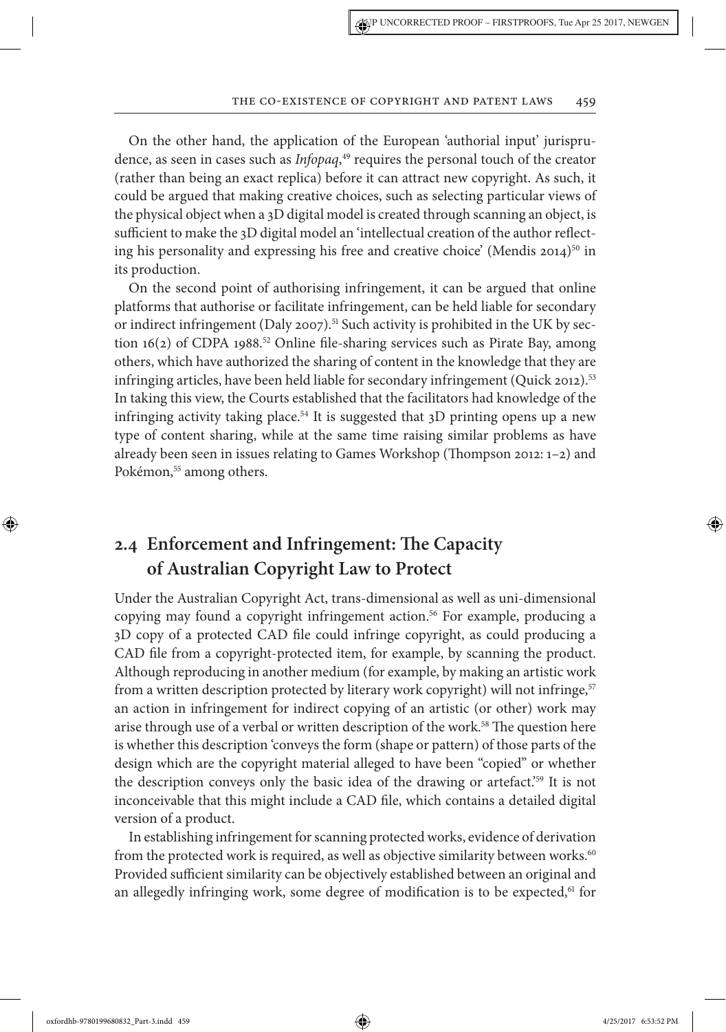On the other hand, the application of the European 'authorial input' jurisprudence, as seen in cases such as *Infopaq*,[49] requires the personal touch of the creator (rather than being an exact replica) before it can attract new copyright. As such, it could be argued that making creative choices, such as selecting particular views of the physical object when a 3D digital model is created through scanning an object, is sufficient to make the 3D digital model an 'intellectual creation of the author reflecting his personality and expressing his free and creative choice' (Mendis 2014)[50] in its production.

On the second point of authorising infringement, it can be argued that online platforms that authorise or facilitate infringement, can be held liable for secondary or indirect infringement (Daly 2007).[51] Such activity is prohibited in the UK by section 16(2) of CDPA 1988.[52] Online file-sharing services such as Pirate Bay, among others, which have authorized the sharing of content in the knowledge that they are infringing articles, have been held liable for secondary infringement (Quick 2012).[53] In taking this view, the Courts established that the facilitators had knowledge of the infringing activity taking place.[54] It is suggested that 3D printing opens up a new type of content sharing, while at the same time raising similar problems as have already been seen in issues relating to Games Workshop (Thompson 2012: 1–2) and Pokémon,[55] among others.

## 2.4 Enforcement and Infringement: The Capacity of Australian Copyright Law to Protect

Under the Australian Copyright Act, trans-dimensional as well as uni-dimensional copying may found a copyright infringement action.[56] For example, producing a 3D copy of a protected CAD file could infringe copyright, as could producing a CAD file from a copyright-protected item, for example, by scanning the product. Although reproducing in another medium (for example, by making an artistic work from a written description protected by literary work copyright) will not infringe,[57] an action in infringement for indirect copying of an artistic (or other) work may arise through use of a verbal or written description of the work.[58] The question here is whether this description 'conveys the form (shape or pattern) of those parts of the design which are the copyright material alleged to have been "copied" or whether the description conveys only the basic idea of the drawing or artefact.'[59] It is not inconceivable that this might include a CAD file, which contains a detailed digital version of a product.

In establishing infringement for scanning protected works, evidence of derivation from the protected work is required, as well as objective similarity between works.[60] Provided sufficient similarity can be objectively established between an original and an allegedly infringing work, some degree of modification is to be expected,[61] for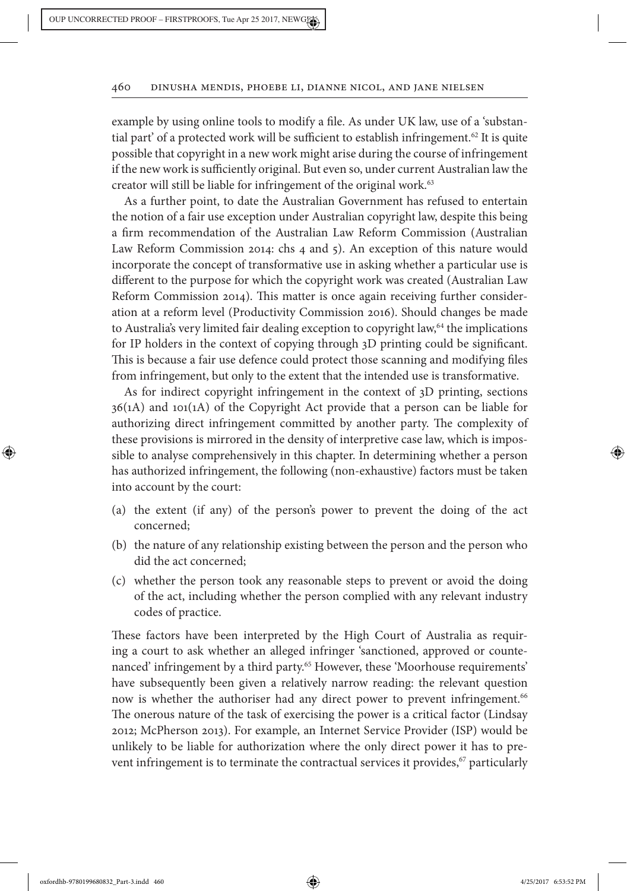example by using online tools to modify a file. As under UK law, use of a 'substantial part' of a protected work will be sufficient to establish infringement.[62] It is quite possible that copyright in a new work might arise during the course of infringement if the new work is sufficiently original. But even so, under current Australian law the creator will still be liable for infringement of the original work.[63]

As a further point, to date the Australian Government has refused to entertain the notion of a fair use exception under Australian copyright law, despite this being a firm recommendation of the Australian Law Reform Commission (Australian Law Reform Commission 2014: chs 4 and 5). An exception of this nature would incorporate the concept of transformative use in asking whether a particular use is different to the purpose for which the copyright work was created (Australian Law Reform Commission 2014). This matter is once again receiving further consideration at a reform level (Productivity Commission 2016). Should changes be made to Australia's very limited fair dealing exception to copyright law,[64] the implications for IP holders in the context of copying through 3D printing could be significant. This is because a fair use defence could protect those scanning and modifying files from infringement, but only to the extent that the intended use is transformative.

As for indirect copyright infringement in the context of 3D printing, sections 36(1A) and 101(1A) of the Copyright Act provide that a person can be liable for authorizing direct infringement committed by another party. The complexity of these provisions is mirrored in the density of interpretive case law, which is impossible to analyse comprehensively in this chapter. In determining whether a person has authorized infringement, the following (non-exhaustive) factors must be taken into account by the court:

(a) the extent (if any) of the person's power to prevent the doing of the act concerned;
(b) the nature of any relationship existing between the person and the person who did the act concerned;
(c) whether the person took any reasonable steps to prevent or avoid the doing of the act, including whether the person complied with any relevant industry codes of practice.

These factors have been interpreted by the High Court of Australia as requiring a court to ask whether an alleged infringer 'sanctioned, approved or countenanced' infringement by a third party.[65] However, these 'Moorhouse requirements' have subsequently been given a relatively narrow reading: the relevant question now is whether the authoriser had any direct power to prevent infringement.[66] The onerous nature of the task of exercising the power is a critical factor (Lindsay 2012; McPherson 2013). For example, an Internet Service Provider (ISP) would be unlikely to be liable for authorization where the only direct power it has to prevent infringement is to terminate the contractual services it provides,[67] particularly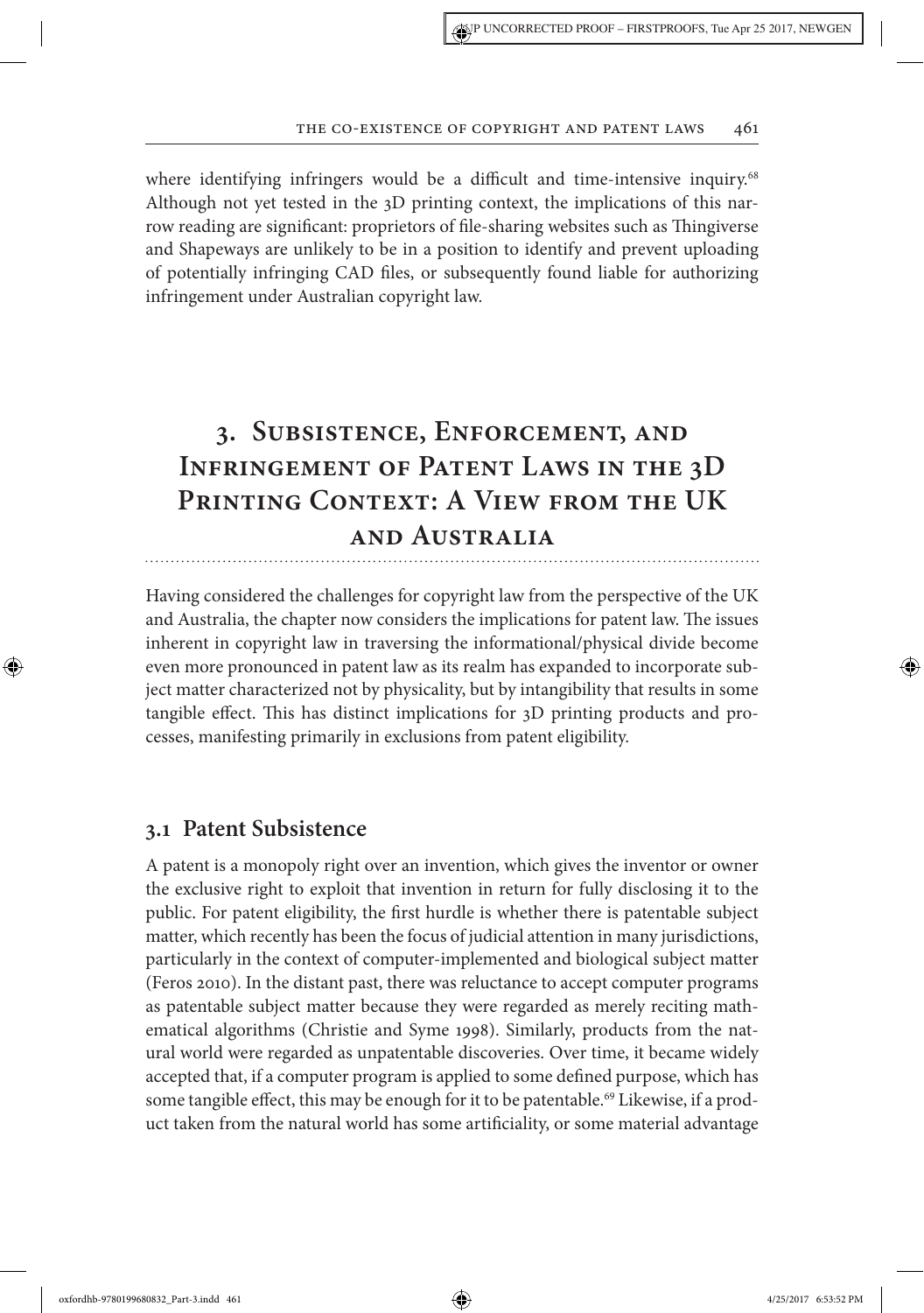where identifying infringers would be a difficult and time-intensive inquiry.[68] Although not yet tested in the 3D printing context, the implications of this narrow reading are significant: proprietors of file-sharing websites such as Thingiverse and Shapeways are unlikely to be in a position to identify and prevent uploading of potentially infringing CAD files, or subsequently found liable for authorizing infringement under Australian copyright law.

## 3. Subsistence, Enforcement, and Infringement of Patent Laws in the 3D Printing Context: A View from the UK and Australia

Having considered the challenges for copyright law from the perspective of the UK and Australia, the chapter now considers the implications for patent law. The issues inherent in copyright law in traversing the informational/physical divide become even more pronounced in patent law as its realm has expanded to incorporate subject matter characterized not by physicality, but by intangibility that results in some tangible effect. This has distinct implications for 3D printing products and processes, manifesting primarily in exclusions from patent eligibility.

### 3.1 Patent Subsistence

A patent is a monopoly right over an invention, which gives the inventor or owner the exclusive right to exploit that invention in return for fully disclosing it to the public. For patent eligibility, the first hurdle is whether there is patentable subject matter, which recently has been the focus of judicial attention in many jurisdictions, particularly in the context of computer-implemented and biological subject matter (Feros 2010). In the distant past, there was reluctance to accept computer programs as patentable subject matter because they were regarded as merely reciting mathematical algorithms (Christie and Syme 1998). Similarly, products from the natural world were regarded as unpatentable discoveries. Over time, it became widely accepted that, if a computer program is applied to some defined purpose, which has some tangible effect, this may be enough for it to be patentable.[69] Likewise, if a product taken from the natural world has some artificiality, or some material advantage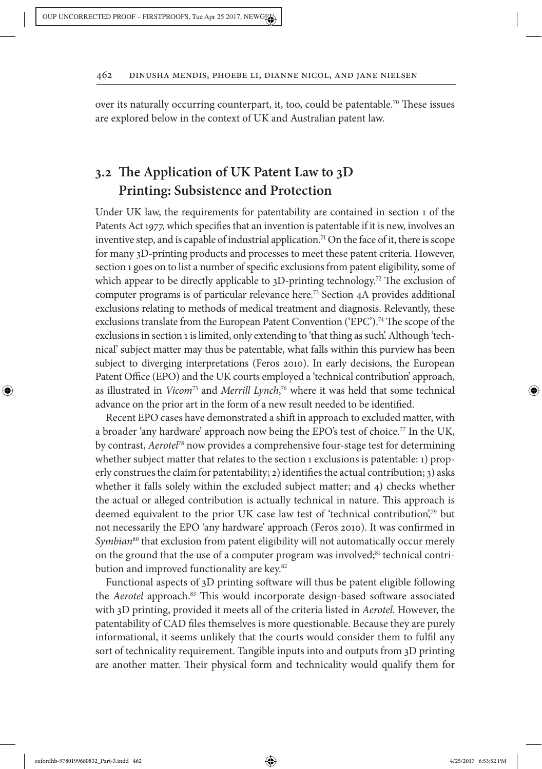over its naturally occurring counterpart, it, too, could be patentable.[70] These issues are explored below in the context of UK and Australian patent law.

## 3.2 The Application of UK Patent Law to 3D Printing: Subsistence and Protection

Under UK law, the requirements for patentability are contained in section 1 of the Patents Act 1977, which specifies that an invention is patentable if it is new, involves an inventive step, and is capable of industrial application.[71] On the face of it, there is scope for many 3D-printing products and processes to meet these patent criteria. However, section 1 goes on to list a number of specific exclusions from patent eligibility, some of which appear to be directly applicable to 3D-printing technology.[72] The exclusion of computer programs is of particular relevance here.[73] Section 4A provides additional exclusions relating to methods of medical treatment and diagnosis. Relevantly, these exclusions translate from the European Patent Convention ('EPC').[74] The scope of the exclusions in section 1 is limited, only extending to 'that thing as such'. Although 'technical' subject matter may thus be patentable, what falls within this purview has been subject to diverging interpretations (Feros 2010). In early decisions, the European Patent Office (EPO) and the UK courts employed a 'technical contribution' approach, as illustrated in *Vicom*[75] and *Merrill Lynch*,[76] where it was held that some technical advance on the prior art in the form of a new result needed to be identified.

Recent EPO cases have demonstrated a shift in approach to excluded matter, with a broader 'any hardware' approach now being the EPO's test of choice.[77] In the UK, by contrast, *Aerotel*[78] now provides a comprehensive four-stage test for determining whether subject matter that relates to the section 1 exclusions is patentable: 1) properly construes the claim for patentability; 2) identifies the actual contribution; 3) asks whether it falls solely within the excluded subject matter; and 4) checks whether the actual or alleged contribution is actually technical in nature. This approach is deemed equivalent to the prior UK case law test of 'technical contribution',[79] but not necessarily the EPO 'any hardware' approach (Feros 2010). It was confirmed in *Symbian*[80] that exclusion from patent eligibility will not automatically occur merely on the ground that the use of a computer program was involved;[81] technical contribution and improved functionality are key.[82]

Functional aspects of 3D printing software will thus be patent eligible following the *Aerotel* approach.[83] This would incorporate design-based software associated with 3D printing, provided it meets all of the criteria listed in *Aerotel*. However, the patentability of CAD files themselves is more questionable. Because they are purely informational, it seems unlikely that the courts would consider them to fulfil any sort of technicality requirement. Tangible inputs into and outputs from 3D printing are another matter. Their physical form and technicality would qualify them for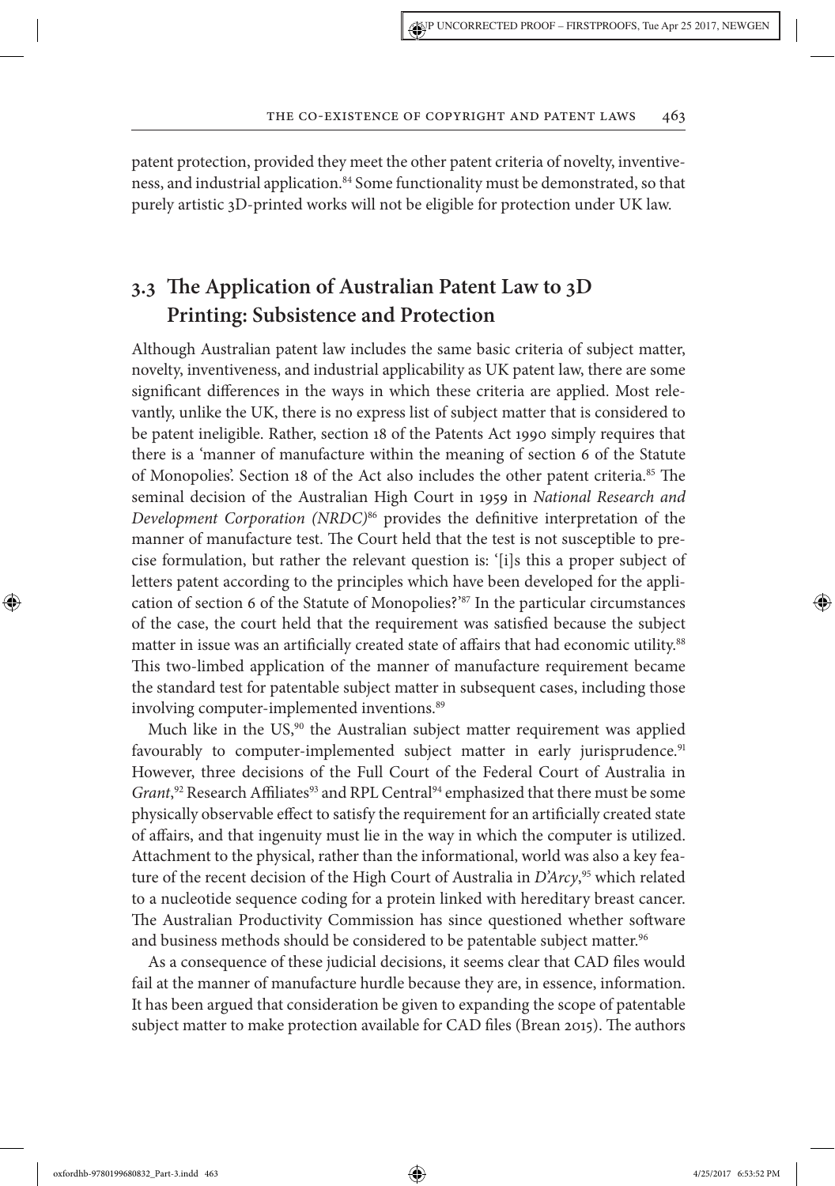patent protection, provided they meet the other patent criteria of novelty, inventiveness, and industrial application.[84] Some functionality must be demonstrated, so that purely artistic 3D-printed works will not be eligible for protection under UK law.

## 3.3 The Application of Australian Patent Law to 3D Printing: Subsistence and Protection

Although Australian patent law includes the same basic criteria of subject matter, novelty, inventiveness, and industrial applicability as UK patent law, there are some significant differences in the ways in which these criteria are applied. Most relevantly, unlike the UK, there is no express list of subject matter that is considered to be patent ineligible. Rather, section 18 of the Patents Act 1990 simply requires that there is a 'manner of manufacture within the meaning of section 6 of the Statute of Monopolies'. Section 18 of the Act also includes the other patent criteria.[85] The seminal decision of the Australian High Court in 1959 in *National Research and Development Corporation (NRDC)*[86] provides the definitive interpretation of the manner of manufacture test. The Court held that the test is not susceptible to precise formulation, but rather the relevant question is: '[i]s this a proper subject of letters patent according to the principles which have been developed for the application of section 6 of the Statute of Monopolies?'[87] In the particular circumstances of the case, the court held that the requirement was satisfied because the subject matter in issue was an artificially created state of affairs that had economic utility.[88] This two-limbed application of the manner of manufacture requirement became the standard test for patentable subject matter in subsequent cases, including those involving computer-implemented inventions.[89]

Much like in the US,[90] the Australian subject matter requirement was applied favourably to computer-implemented subject matter in early jurisprudence.[91] However, three decisions of the Full Court of the Federal Court of Australia in *Grant*,[92] Research Affiliates[93] and RPL Central[94] emphasized that there must be some physically observable effect to satisfy the requirement for an artificially created state of affairs, and that ingenuity must lie in the way in which the computer is utilized. Attachment to the physical, rather than the informational, world was also a key feature of the recent decision of the High Court of Australia in *D'Arcy*,[95] which related to a nucleotide sequence coding for a protein linked with hereditary breast cancer. The Australian Productivity Commission has since questioned whether software and business methods should be considered to be patentable subject matter.[96]

As a consequence of these judicial decisions, it seems clear that CAD files would fail at the manner of manufacture hurdle because they are, in essence, information. It has been argued that consideration be given to expanding the scope of patentable subject matter to make protection available for CAD files (Brean 2015). The authors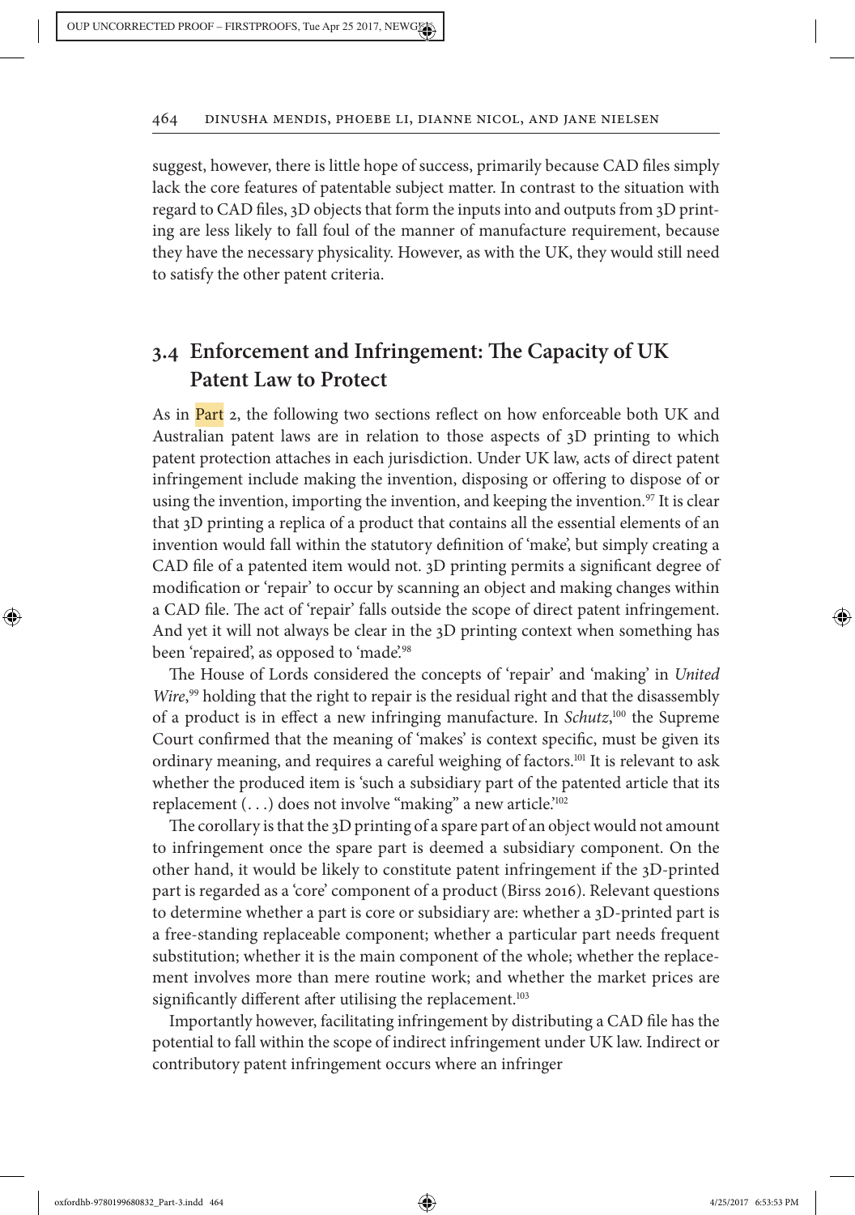suggest, however, there is little hope of success, primarily because CAD files simply lack the core features of patentable subject matter. In contrast to the situation with regard to CAD files, 3D objects that form the inputs into and outputs from 3D printing are less likely to fall foul of the manner of manufacture requirement, because they have the necessary physicality. However, as with the UK, they would still need to satisfy the other patent criteria.

## 3.4 Enforcement and Infringement: The Capacity of UK Patent Law to Protect

As in Part 2, the following two sections reflect on how enforceable both UK and Australian patent laws are in relation to those aspects of 3D printing to which patent protection attaches in each jurisdiction. Under UK law, acts of direct patent infringement include making the invention, disposing or offering to dispose of or using the invention, importing the invention, and keeping the invention.[97] It is clear that 3D printing a replica of a product that contains all the essential elements of an invention would fall within the statutory definition of 'make', but simply creating a CAD file of a patented item would not. 3D printing permits a significant degree of modification or 'repair' to occur by scanning an object and making changes within a CAD file. The act of 'repair' falls outside the scope of direct patent infringement. And yet it will not always be clear in the 3D printing context when something has been 'repaired', as opposed to 'made'.[98]

The House of Lords considered the concepts of 'repair' and 'making' in *United Wire*,[99] holding that the right to repair is the residual right and that the disassembly of a product is in effect a new infringing manufacture. In *Schutz*,[100] the Supreme Court confirmed that the meaning of 'makes' is context specific, must be given its ordinary meaning, and requires a careful weighing of factors.[101] It is relevant to ask whether the produced item is 'such a subsidiary part of the patented article that its replacement (. . .) does not involve "making" a new article.'[102]

The corollary is that the 3D printing of a spare part of an object would not amount to infringement once the spare part is deemed a subsidiary component. On the other hand, it would be likely to constitute patent infringement if the 3D-printed part is regarded as a 'core' component of a product (Birss 2016). Relevant questions to determine whether a part is core or subsidiary are: whether a 3D-printed part is a free-standing replaceable component; whether a particular part needs frequent substitution; whether it is the main component of the whole; whether the replacement involves more than mere routine work; and whether the market prices are significantly different after utilising the replacement.[103]

Importantly however, facilitating infringement by distributing a CAD file has the potential to fall within the scope of indirect infringement under UK law. Indirect or contributory patent infringement occurs where an infringer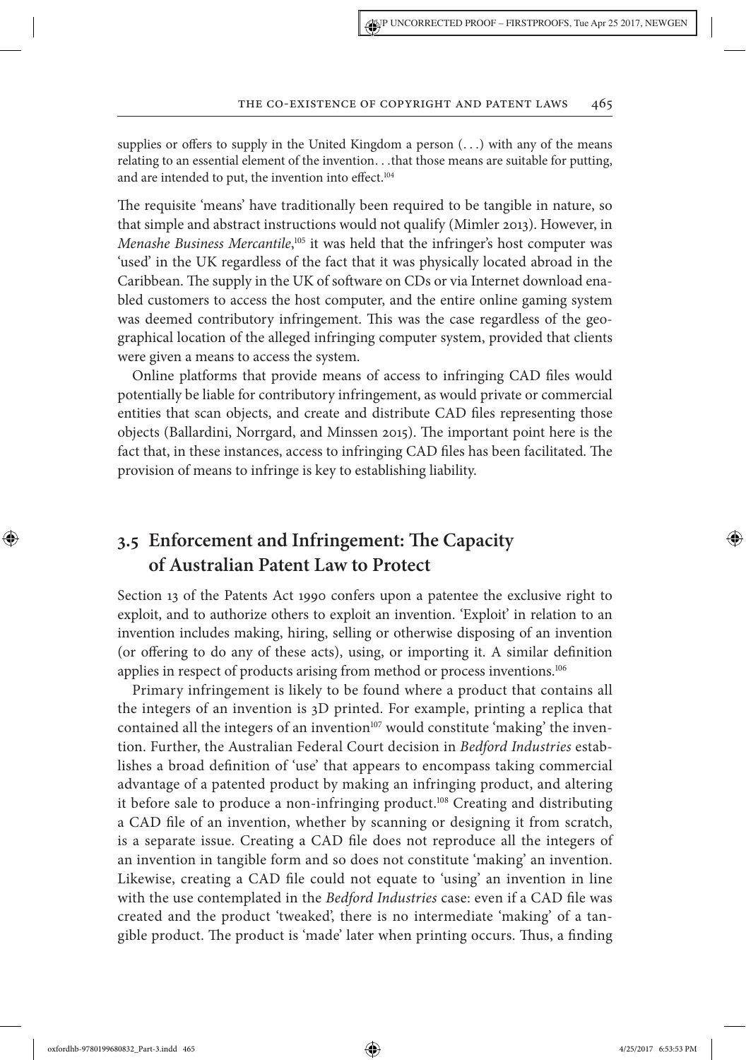supplies or offers to supply in the United Kingdom a person (. . .) with any of the means relating to an essential element of the invention. . .that those means are suitable for putting, and are intended to put, the invention into effect.[104]

The requisite 'means' have traditionally been required to be tangible in nature, so that simple and abstract instructions would not qualify (Mimler 2013). However, in *Menashe Business Mercantile*,[105] it was held that the infringer's host computer was 'used' in the UK regardless of the fact that it was physically located abroad in the Caribbean. The supply in the UK of software on CDs or via Internet download enabled customers to access the host computer, and the entire online gaming system was deemed contributory infringement. This was the case regardless of the geographical location of the alleged infringing computer system, provided that clients were given a means to access the system.

Online platforms that provide means of access to infringing CAD files would potentially be liable for contributory infringement, as would private or commercial entities that scan objects, and create and distribute CAD files representing those objects (Ballardini, Norrgard, and Minssen 2015). The important point here is the fact that, in these instances, access to infringing CAD files has been facilitated. The provision of means to infringe is key to establishing liability.

## 3.5 Enforcement and Infringement: The Capacity of Australian Patent Law to Protect

Section 13 of the Patents Act 1990 confers upon a patentee the exclusive right to exploit, and to authorize others to exploit an invention. 'Exploit' in relation to an invention includes making, hiring, selling or otherwise disposing of an invention (or offering to do any of these acts), using, or importing it. A similar definition applies in respect of products arising from method or process inventions.[106]

Primary infringement is likely to be found where a product that contains all the integers of an invention is 3D printed. For example, printing a replica that contained all the integers of an invention[107] would constitute 'making' the invention. Further, the Australian Federal Court decision in *Bedford Industries* establishes a broad definition of 'use' that appears to encompass taking commercial advantage of a patented product by making an infringing product, and altering it before sale to produce a non-infringing product.[108] Creating and distributing a CAD file of an invention, whether by scanning or designing it from scratch, is a separate issue. Creating a CAD file does not reproduce all the integers of an invention in tangible form and so does not constitute 'making' an invention. Likewise, creating a CAD file could not equate to 'using' an invention in line with the use contemplated in the *Bedford Industries* case: even if a CAD file was created and the product 'tweaked', there is no intermediate 'making' of a tangible product. The product is 'made' later when printing occurs. Thus, a finding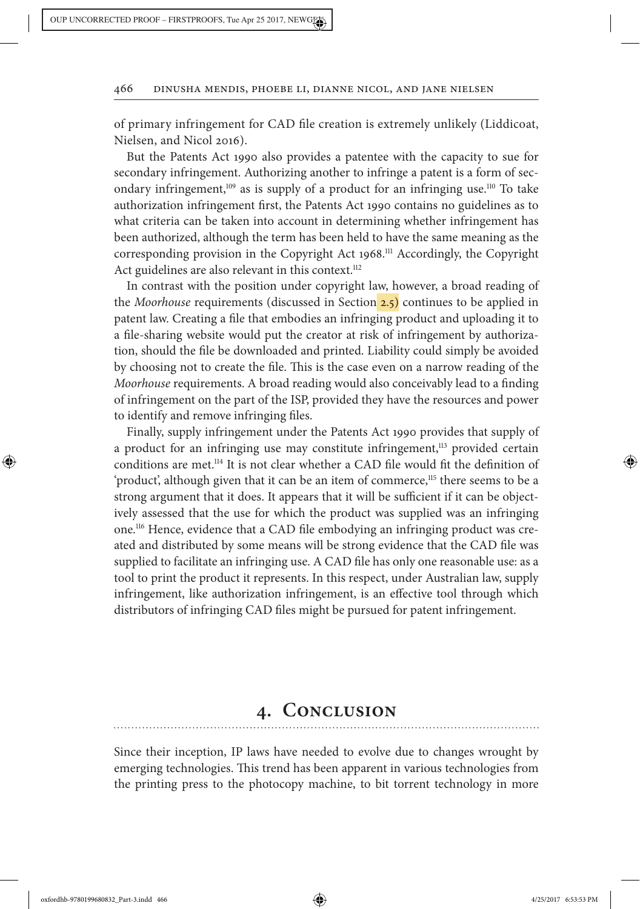of primary infringement for CAD file creation is extremely unlikely (Liddicoat, Nielsen, and Nicol 2016).

But the Patents Act 1990 also provides a patentee with the capacity to sue for secondary infringement. Authorizing another to infringe a patent is a form of secondary infringement,[109] as is supply of a product for an infringing use.[110] To take authorization infringement first, the Patents Act 1990 contains no guidelines as to what criteria can be taken into account in determining whether infringement has been authorized, although the term has been held to have the same meaning as the corresponding provision in the Copyright Act 1968.[111] Accordingly, the Copyright Act guidelines are also relevant in this context.[112]

In contrast with the position under copyright law, however, a broad reading of the *Moorhouse* requirements (discussed in Section 2.5) continues to be applied in patent law. Creating a file that embodies an infringing product and uploading it to a file-sharing website would put the creator at risk of infringement by authorization, should the file be downloaded and printed. Liability could simply be avoided by choosing not to create the file. This is the case even on a narrow reading of the *Moorhouse* requirements. A broad reading would also conceivably lead to a finding of infringement on the part of the ISP, provided they have the resources and power to identify and remove infringing files.

Finally, supply infringement under the Patents Act 1990 provides that supply of a product for an infringing use may constitute infringement,[113] provided certain conditions are met.[114] It is not clear whether a CAD file would fit the definition of 'product', although given that it can be an item of commerce,[115] there seems to be a strong argument that it does. It appears that it will be sufficient if it can be objectively assessed that the use for which the product was supplied was an infringing one.[116] Hence, evidence that a CAD file embodying an infringing product was created and distributed by some means will be strong evidence that the CAD file was supplied to facilitate an infringing use. A CAD file has only one reasonable use: as a tool to print the product it represents. In this respect, under Australian law, supply infringement, like authorization infringement, is an effective tool through which distributors of infringing CAD files might be pursued for patent infringement.

## 4. Conclusion

Since their inception, IP laws have needed to evolve due to changes wrought by emerging technologies. This trend has been apparent in various technologies from the printing press to the photocopy machine, to bit torrent technology in more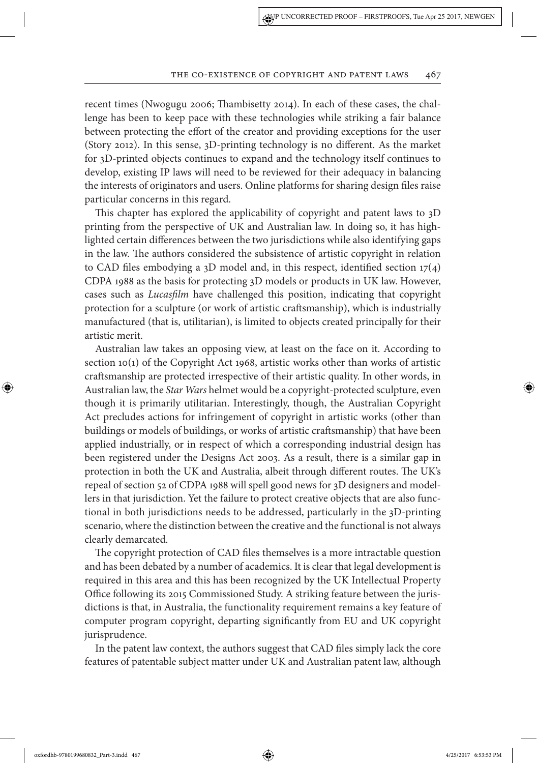recent times (Nwogugu 2006; Thambisetty 2014). In each of these cases, the challenge has been to keep pace with these technologies while striking a fair balance between protecting the effort of the creator and providing exceptions for the user (Story 2012). In this sense, 3D-printing technology is no different. As the market for 3D-printed objects continues to expand and the technology itself continues to develop, existing IP laws will need to be reviewed for their adequacy in balancing the interests of originators and users. Online platforms for sharing design files raise particular concerns in this regard.

This chapter has explored the applicability of copyright and patent laws to 3D printing from the perspective of UK and Australian law. In doing so, it has highlighted certain differences between the two jurisdictions while also identifying gaps in the law. The authors considered the subsistence of artistic copyright in relation to CAD files embodying a 3D model and, in this respect, identified section 17(4) CDPA 1988 as the basis for protecting 3D models or products in UK law. However, cases such as *Lucasfilm* have challenged this position, indicating that copyright protection for a sculpture (or work of artistic craftsmanship), which is industrially manufactured (that is, utilitarian), is limited to objects created principally for their artistic merit.

Australian law takes an opposing view, at least on the face on it. According to section 10(1) of the Copyright Act 1968, artistic works other than works of artistic craftsmanship are protected irrespective of their artistic quality. In other words, in Australian law, the *Star Wars* helmet would be a copyright-protected sculpture, even though it is primarily utilitarian. Interestingly, though, the Australian Copyright Act precludes actions for infringement of copyright in artistic works (other than buildings or models of buildings, or works of artistic craftsmanship) that have been applied industrially, or in respect of which a corresponding industrial design has been registered under the Designs Act 2003. As a result, there is a similar gap in protection in both the UK and Australia, albeit through different routes. The UK's repeal of section 52 of CDPA 1988 will spell good news for 3D designers and modellers in that jurisdiction. Yet the failure to protect creative objects that are also functional in both jurisdictions needs to be addressed, particularly in the 3D-printing scenario, where the distinction between the creative and the functional is not always clearly demarcated.

The copyright protection of CAD files themselves is a more intractable question and has been debated by a number of academics. It is clear that legal development is required in this area and this has been recognized by the UK Intellectual Property Office following its 2015 Commissioned Study. A striking feature between the jurisdictions is that, in Australia, the functionality requirement remains a key feature of computer program copyright, departing significantly from EU and UK copyright jurisprudence.

In the patent law context, the authors suggest that CAD files simply lack the core features of patentable subject matter under UK and Australian patent law, although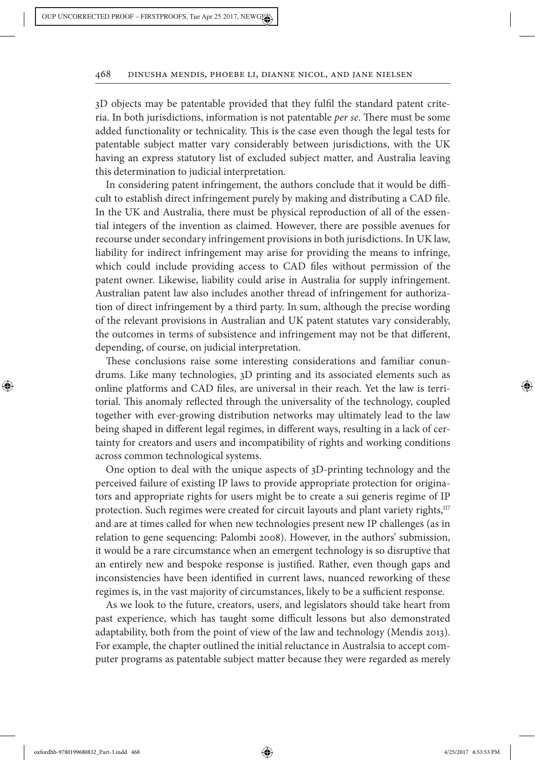3D objects may be patentable provided that they fulfil the standard patent criteria. In both jurisdictions, information is not patentable *per se*. There must be some added functionality or technicality. This is the case even though the legal tests for patentable subject matter vary considerably between jurisdictions, with the UK having an express statutory list of excluded subject matter, and Australia leaving this determination to judicial interpretation.

In considering patent infringement, the authors conclude that it would be difficult to establish direct infringement purely by making and distributing a CAD file. In the UK and Australia, there must be physical reproduction of all of the essential integers of the invention as claimed. However, there are possible avenues for recourse under secondary infringement provisions in both jurisdictions. In UK law, liability for indirect infringement may arise for providing the means to infringe, which could include providing access to CAD files without permission of the patent owner. Likewise, liability could arise in Australia for supply infringement. Australian patent law also includes another thread of infringement for authorization of direct infringement by a third party. In sum, although the precise wording of the relevant provisions in Australian and UK patent statutes vary considerably, the outcomes in terms of subsistence and infringement may not be that different, depending, of course, on judicial interpretation.

These conclusions raise some interesting considerations and familiar conundrums. Like many technologies, 3D printing and its associated elements such as online platforms and CAD files, are universal in their reach. Yet the law is territorial. This anomaly reflected through the universality of the technology, coupled together with ever-growing distribution networks may ultimately lead to the law being shaped in different legal regimes, in different ways, resulting in a lack of certainty for creators and users and incompatibility of rights and working conditions across common technological systems.

One option to deal with the unique aspects of 3D-printing technology and the perceived failure of existing IP laws to provide appropriate protection for originators and appropriate rights for users might be to create a sui generis regime of IP protection. Such regimes were created for circuit layouts and plant variety rights,[117] and are at times called for when new technologies present new IP challenges (as in relation to gene sequencing: Palombi 2008). However, in the authors' submission, it would be a rare circumstance when an emergent technology is so disruptive that an entirely new and bespoke response is justified. Rather, even though gaps and inconsistencies have been identified in current laws, nuanced reworking of these regimes is, in the vast majority of circumstances, likely to be a sufficient response.

As we look to the future, creators, users, and legislators should take heart from past experience, which has taught some difficult lessons but also demonstrated adaptability, both from the point of view of the law and technology (Mendis 2013). For example, the chapter outlined the initial reluctance in Australasia to accept computer programs as patentable subject matter because they were regarded as merely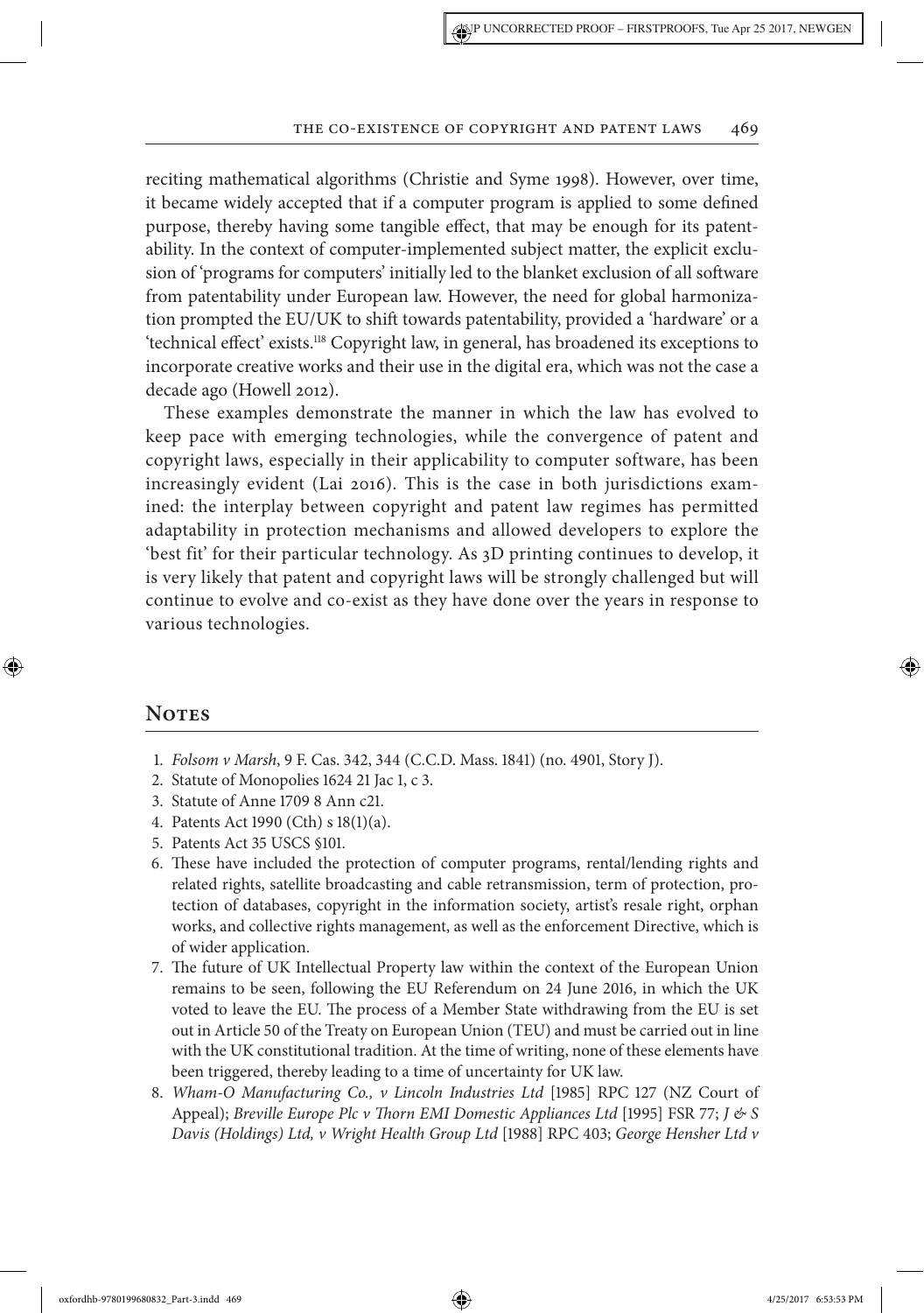reciting mathematical algorithms (Christie and Syme 1998). However, over time, it became widely accepted that if a computer program is applied to some defined purpose, thereby having some tangible effect, that may be enough for its patentability. In the context of computer-implemented subject matter, the explicit exclusion of 'programs for computers' initially led to the blanket exclusion of all software from patentability under European law. However, the need for global harmonization prompted the EU/UK to shift towards patentability, provided a 'hardware' or a 'technical effect' exists.[118] Copyright law, in general, has broadened its exceptions to incorporate creative works and their use in the digital era, which was not the case a decade ago (Howell 2012).

These examples demonstrate the manner in which the law has evolved to keep pace with emerging technologies, while the convergence of patent and copyright laws, especially in their applicability to computer software, has been increasingly evident (Lai 2016). This is the case in both jurisdictions examined: the interplay between copyright and patent law regimes has permitted adaptability in protection mechanisms and allowed developers to explore the 'best fit' for their particular technology. As 3D printing continues to develop, it is very likely that patent and copyright laws will be strongly challenged but will continue to evolve and co-exist as they have done over the years in response to various technologies.

## Notes

1. *Folsom v Marsh*, 9 F. Cas. 342, 344 (C.C.D. Mass. 1841) (no. 4901, Story J).
2. Statute of Monopolies 1624 21 Jac 1, c 3.
3. Statute of Anne 1709 8 Ann c21.
4. Patents Act 1990 (Cth) s 18(1)(a).
5. Patents Act 35 USCS §101.
6. These have included the protection of computer programs, rental/lending rights and related rights, satellite broadcasting and cable retransmission, term of protection, protection of databases, copyright in the information society, artist's resale right, orphan works, and collective rights management, as well as the enforcement Directive, which is of wider application.
7. The future of UK Intellectual Property law within the context of the European Union remains to be seen, following the EU Referendum on 24 June 2016, in which the UK voted to leave the EU. The process of a Member State withdrawing from the EU is set out in Article 50 of the Treaty on European Union (TEU) and must be carried out in line with the UK constitutional tradition. At the time of writing, none of these elements have been triggered, thereby leading to a time of uncertainty for UK law.
8. *Wham-O Manufacturing Co., v Lincoln Industries Ltd* [1985] RPC 127 (NZ Court of Appeal); *Breville Europe Plc v Thorn EMI Domestic Appliances Ltd* [1995] FSR 77; *J & S Davis (Holdings) Ltd, v Wright Health Group Ltd* [1988] RPC 403; *George Hensher Ltd v*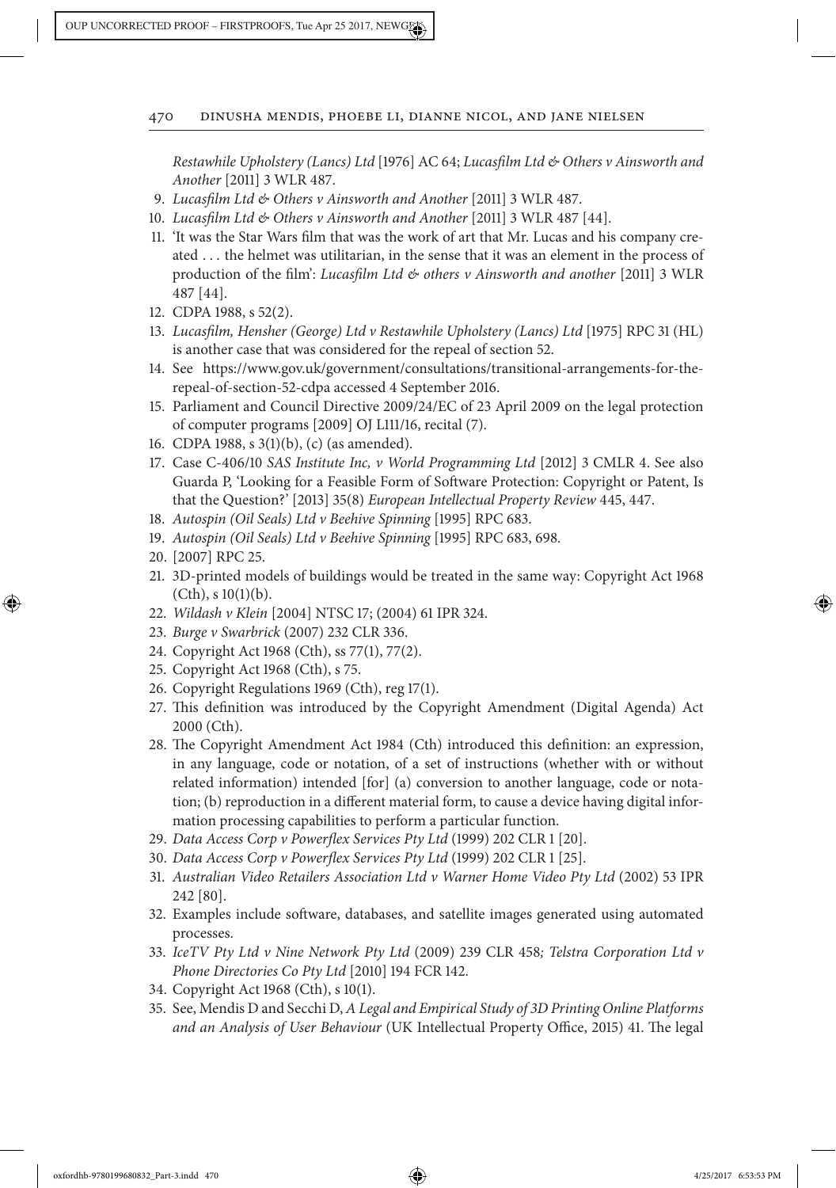*Restawhile Upholstery (Lancs) Ltd* [1976] AC 64; *Lucasfilm Ltd & Others v Ainsworth and Another* [2011] 3 WLR 487.

9. *Lucasfilm Ltd & Others v Ainsworth and Another* [2011] 3 WLR 487.
10. *Lucasfilm Ltd & Others v Ainsworth and Another* [2011] 3 WLR 487 [44].
11. 'It was the Star Wars film that was the work of art that Mr. Lucas and his company created . . . the helmet was utilitarian, in the sense that it was an element in the process of production of the film': *Lucasfilm Ltd & others v Ainsworth and another* [2011] 3 WLR 487 [44].
12. CDPA 1988, s 52(2).
13. *Lucasfilm, Hensher (George) Ltd v Restawhile Upholstery (Lancs) Ltd* [1975] RPC 31 (HL) is another case that was considered for the repeal of section 52.
14. See https://www.gov.uk/government/consultations/transitional-arrangements-for-the-repeal-of-section-52-cdpa accessed 4 September 2016.
15. Parliament and Council Directive 2009/24/EC of 23 April 2009 on the legal protection of computer programs [2009] OJ L111/16, recital (7).
16. CDPA 1988, s 3(1)(b), (c) (as amended).
17. Case C-406/10 *SAS Institute Inc, v World Programming Ltd* [2012] 3 CMLR 4. See also Guarda P, 'Looking for a Feasible Form of Software Protection: Copyright or Patent, Is that the Question?' [2013] 35(8) *European Intellectual Property Review* 445, 447.
18. *Autospin (Oil Seals) Ltd v Beehive Spinning* [1995] RPC 683.
19. *Autospin (Oil Seals) Ltd v Beehive Spinning* [1995] RPC 683, 698.
20. [2007] RPC 25.
21. 3D-printed models of buildings would be treated in the same way: Copyright Act 1968 (Cth), s 10(1)(b).
22. *Wildash v Klein* [2004] NTSC 17; (2004) 61 IPR 324.
23. *Burge v Swarbrick* (2007) 232 CLR 336.
24. Copyright Act 1968 (Cth), ss 77(1), 77(2).
25. Copyright Act 1968 (Cth), s 75.
26. Copyright Regulations 1969 (Cth), reg 17(1).
27. This definition was introduced by the Copyright Amendment (Digital Agenda) Act 2000 (Cth).
28. The Copyright Amendment Act 1984 (Cth) introduced this definition: an expression, in any language, code or notation, of a set of instructions (whether with or without related information) intended [for] (a) conversion to another language, code or notation; (b) reproduction in a different material form, to cause a device having digital information processing capabilities to perform a particular function.
29. *Data Access Corp v Powerflex Services Pty Ltd* (1999) 202 CLR 1 [20].
30. *Data Access Corp v Powerflex Services Pty Ltd* (1999) 202 CLR 1 [25].
31. *Australian Video Retailers Association Ltd v Warner Home Video Pty Ltd* (2002) 53 IPR 242 [80].
32. Examples include software, databases, and satellite images generated using automated processes.
33. *IceTV Pty Ltd v Nine Network Pty Ltd* (2009) 239 CLR 458*; Telstra Corporation Ltd v Phone Directories Co Pty Ltd* [2010] 194 FCR 142.
34. Copyright Act 1968 (Cth), s 10(1).
35. See, Mendis D and Secchi D, *A Legal and Empirical Study of 3D Printing Online Platforms and an Analysis of User Behaviour* (UK Intellectual Property Office, 2015) 41. The legal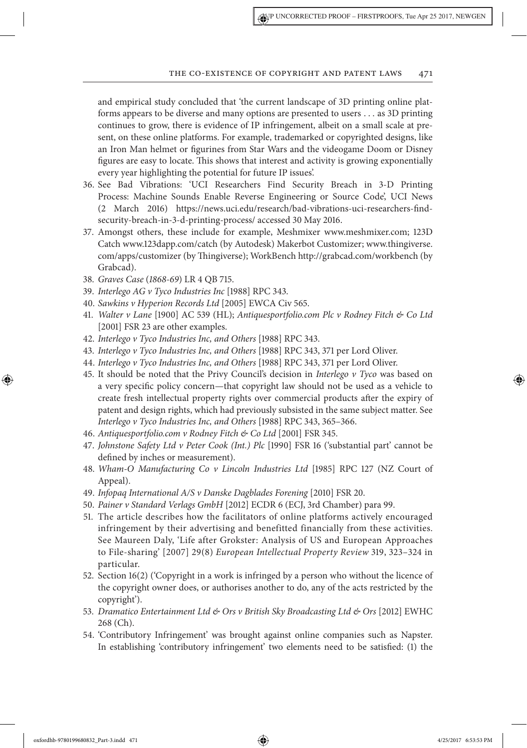and empirical study concluded that 'the current landscape of 3D printing online platforms appears to be diverse and many options are presented to users . . . as 3D printing continues to grow, there is evidence of IP infringement, albeit on a small scale at present, on these online platforms. For example, trademarked or copyrighted designs, like an Iron Man helmet or figurines from Star Wars and the videogame Doom or Disney figures are easy to locate. This shows that interest and activity is growing exponentially every year highlighting the potential for future IP issues'.

36. See Bad Vibrations: 'UCI Researchers Find Security Breach in 3-D Printing Process: Machine Sounds Enable Reverse Engineering or Source Code', UCI News (2 March 2016) https://news.uci.edu/research/bad-vibrations-uci-researchers-find-security-breach-in-3-d-printing-process/ accessed 30 May 2016.
37. Amongst others, these include for example, Meshmixer www.meshmixer.com; 123D Catch www.123dapp.com/catch (by Autodesk) Makerbot Customizer; www.thingiverse.com/apps/customizer (by Thingiverse); WorkBench http://grabcad.com/workbench (by Grabcad).
38. *Graves Case* (*1868-69*) LR 4 QB 715.
39. *Interlego AG v Tyco Industries Inc* [1988] RPC 343.
40. *Sawkins v Hyperion Records Ltd* [2005] EWCA Civ 565.
41. *Walter v Lane* [1900] AC 539 (HL); *Antiquesportfolio.com Plc v Rodney Fitch & Co Ltd* [2001] FSR 23 are other examples.
42. *Interlego v Tyco Industries Inc, and Others* [1988] RPC 343.
43. *Interlego v Tyco Industries Inc, and Others* [1988] RPC 343, 371 per Lord Oliver.
44. *Interlego v Tyco Industries Inc, and Others* [1988] RPC 343, 371 per Lord Oliver.
45. It should be noted that the Privy Council's decision in *Interlego v Tyco* was based on a very specific policy concern—that copyright law should not be used as a vehicle to create fresh intellectual property rights over commercial products after the expiry of patent and design rights, which had previously subsisted in the same subject matter. See *Interlego v Tyco Industries Inc, and Others* [1988] RPC 343, 365–366.
46. *Antiquesportfolio.com v Rodney Fitch & Co Ltd* [2001] FSR 345.
47. *Johnstone Safety Ltd v Peter Cook (Int.) Plc* [1990] FSR 16 ('substantial part' cannot be defined by inches or measurement).
48. *Wham-O Manufacturing Co v Lincoln Industries Ltd* [1985] RPC 127 (NZ Court of Appeal).
49. *Infopaq International A/S v Danske Dagblades Forening* [2010] FSR 20.
50. *Painer v Standard Verlags GmbH* [2012] ECDR 6 (ECJ, 3rd Chamber) para 99.
51. The article describes how the facilitators of online platforms actively encouraged infringement by their advertising and benefitted financially from these activities. See Maureen Daly, 'Life after Grokster: Analysis of US and European Approaches to File-sharing' [2007] 29(8) *European Intellectual Property Review* 319, 323–324 in particular.
52. Section 16(2) ('Copyright in a work is infringed by a person who without the licence of the copyright owner does, or authorises another to do, any of the acts restricted by the copyright').
53. *Dramatico Entertainment Ltd & Ors v British Sky Broadcasting Ltd & Ors* [2012] EWHC 268 (Ch).
54. 'Contributory Infringement' was brought against online companies such as Napster. In establishing 'contributory infringement' two elements need to be satisfied: (1) the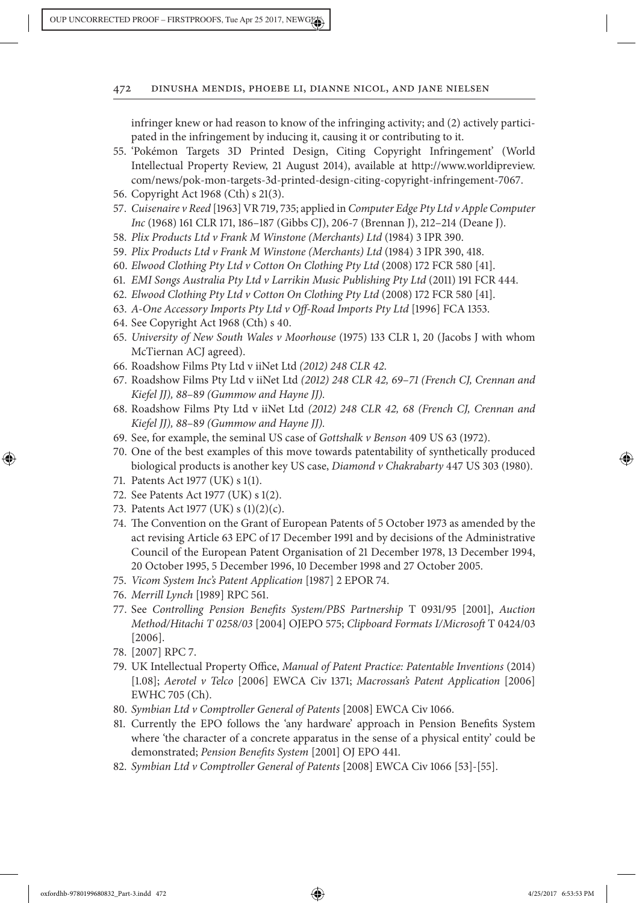infringer knew or had reason to know of the infringing activity; and (2) actively participated in the infringement by inducing it, causing it or contributing to it.

55. 'Pokémon Targets 3D Printed Design, Citing Copyright Infringement' (World Intellectual Property Review, 21 August 2014), available at http://www.worldipreview.com/news/pok-mon-targets-3d-printed-design-citing-copyright-infringement-7067.
56. Copyright Act 1968 (Cth) s 21(3).
57. *Cuisenaire v Reed* [1963] VR 719, 735; applied in *Computer Edge Pty Ltd v Apple Computer Inc* (1968) 161 CLR 171, 186–187 (Gibbs CJ), 206-7 (Brennan J), 212–214 (Deane J).
58. *Plix Products Ltd v Frank M Winstone (Merchants) Ltd* (1984) 3 IPR 390.
59. *Plix Products Ltd v Frank M Winstone (Merchants) Ltd* (1984) 3 IPR 390, 418.
60. *Elwood Clothing Pty Ltd v Cotton On Clothing Pty Ltd* (2008) 172 FCR 580 [41].
61. *EMI Songs Australia Pty Ltd v Larrikin Music Publishing Pty Ltd* (2011) 191 FCR 444.
62. *Elwood Clothing Pty Ltd v Cotton On Clothing Pty Ltd* (2008) 172 FCR 580 [41].
63. *A-One Accessory Imports Pty Ltd v Off-Road Imports Pty Ltd* [1996] FCA 1353.
64. See Copyright Act 1968 (Cth) s 40.
65. *University of New South Wales v Moorhouse* (1975) 133 CLR 1, 20 (Jacobs J with whom McTiernan ACJ agreed).
66. Roadshow Films Pty Ltd v iiNet Ltd *(2012) 248 CLR 42.*
67. Roadshow Films Pty Ltd v iiNet Ltd *(2012) 248 CLR 42, 69–71 (French CJ, Crennan and Kiefel JJ), 88–89 (Gummow and Hayne JJ).*
68. Roadshow Films Pty Ltd v iiNet Ltd *(2012) 248 CLR 42, 68 (French CJ, Crennan and Kiefel JJ), 88–89 (Gummow and Hayne JJ).*
69. See, for example, the seminal US case of *Gottshalk v Benson* 409 US 63 (1972).
70. One of the best examples of this move towards patentability of synthetically produced biological products is another key US case, *Diamond v Chakrabarty* 447 US 303 (1980).
71. Patents Act 1977 (UK) s 1(1).
72. See Patents Act 1977 (UK) s 1(2).
73. Patents Act 1977 (UK) s (1)(2)(c).
74. The Convention on the Grant of European Patents of 5 October 1973 as amended by the act revising Article 63 EPC of 17 December 1991 and by decisions of the Administrative Council of the European Patent Organisation of 21 December 1978, 13 December 1994, 20 October 1995, 5 December 1996, 10 December 1998 and 27 October 2005.
75. *Vicom System Inc's Patent Application* [1987] 2 EPOR 74.
76. *Merrill Lynch* [1989] RPC 561.
77. See *Controlling Pension Benefits System/PBS Partnership* T 0931/95 [2001], *Auction Method/Hitachi T 0258/03* [2004] OJEPO 575; *Clipboard Formats I/Microsoft* T 0424/03 [2006].
78. [2007] RPC 7.
79. UK Intellectual Property Office, *Manual of Patent Practice: Patentable Inventions* (2014) [1.08]; *Aerotel v Telco* [2006] EWCA Civ 1371; *Macrossan's Patent Application* [2006] EWHC 705 (Ch).
80. *Symbian Ltd v Comptroller General of Patents* [2008] EWCA Civ 1066.
81. Currently the EPO follows the 'any hardware' approach in Pension Benefits System where 'the character of a concrete apparatus in the sense of a physical entity' could be demonstrated; *Pension Benefits System* [2001] OJ EPO 441.
82. *Symbian Ltd v Comptroller General of Patents* [2008] EWCA Civ 1066 [53]-[55].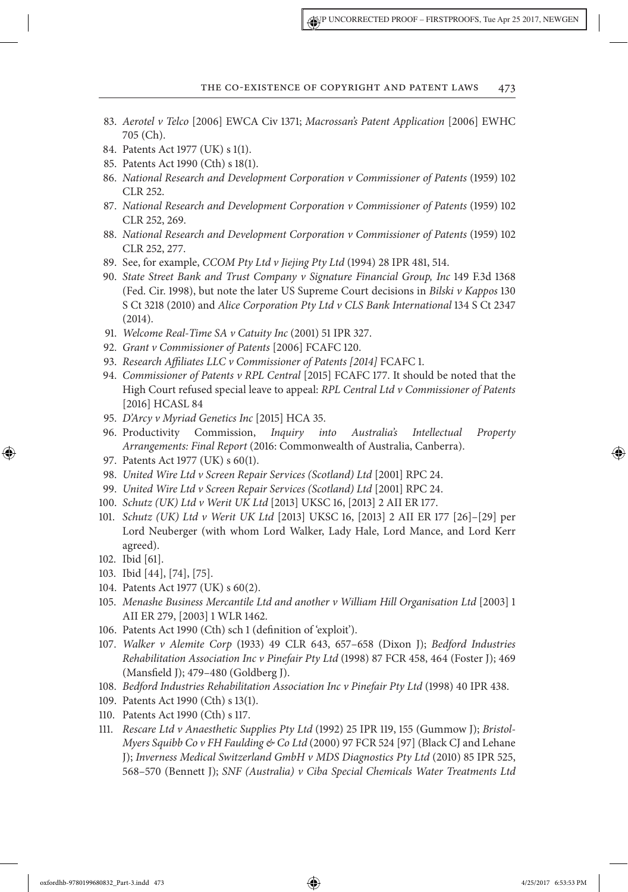83. *Aerotel v Telco* [2006] EWCA Civ 1371; *Macrossan's Patent Application* [2006] EWHC 705 (Ch).
84. Patents Act 1977 (UK) s 1(1).
85. Patents Act 1990 (Cth) s 18(1).
86. *National Research and Development Corporation v Commissioner of Patents* (1959) 102 CLR 252.
87. *National Research and Development Corporation v Commissioner of Patents* (1959) 102 CLR 252, 269.
88. *National Research and Development Corporation v Commissioner of Patents* (1959) 102 CLR 252, 277.
89. See, for example, *CCOM Pty Ltd v Jiejing Pty Ltd* (1994) 28 IPR 481, 514.
90. *State Street Bank and Trust Company v Signature Financial Group, Inc* 149 F.3d 1368 (Fed. Cir. 1998), but note the later US Supreme Court decisions in *Bilski v Kappos* 130 S Ct 3218 (2010) and *Alice Corporation Pty Ltd v CLS Bank International* 134 S Ct 2347 (2014).
91. *Welcome Real-Time SA v Catuity Inc* (2001) 51 IPR 327.
92. *Grant v Commissioner of Patents* [2006] FCAFC 120.
93. *Research Affiliates LLC v Commissioner of Patents [2014]* FCAFC 1.
94. *Commissioner of Patents v RPL Central* [2015] FCAFC 177. It should be noted that the High Court refused special leave to appeal: *RPL Central Ltd v Commissioner of Patents* [2016] HCASL 84
95. *D'Arcy v Myriad Genetics Inc* [2015] HCA 35.
96. Productivity Commission, *Inquiry into Australia's Intellectual Property Arrangements: Final Report* (2016: Commonwealth of Australia, Canberra).
97. Patents Act 1977 (UK) s 60(1).
98. *United Wire Ltd v Screen Repair Services (Scotland) Ltd* [2001] RPC 24.
99. *United Wire Ltd v Screen Repair Services (Scotland) Ltd* [2001] RPC 24.
100. *Schutz (UK) Ltd v Werit UK Ltd* [2013] UKSC 16, [2013] 2 AII ER 177.
101. *Schutz (UK) Ltd v Werit UK Ltd* [2013] UKSC 16, [2013] 2 AII ER 177 [26]–[29] per Lord Neuberger (with whom Lord Walker, Lady Hale, Lord Mance, and Lord Kerr agreed).
102. Ibid [61].
103. Ibid [44], [74], [75].
104. Patents Act 1977 (UK) s 60(2).
105. *Menashe Business Mercantile Ltd and another v William Hill Organisation Ltd* [2003] 1 AII ER 279, [2003] 1 WLR 1462.
106. Patents Act 1990 (Cth) sch 1 (definition of 'exploit').
107. *Walker v Alemite Corp* (1933) 49 CLR 643, 657–658 (Dixon J); *Bedford Industries Rehabilitation Association Inc v Pinefair Pty Ltd* (1998) 87 FCR 458, 464 (Foster J); 469 (Mansfield J); 479–480 (Goldberg J).
108. *Bedford Industries Rehabilitation Association Inc v Pinefair Pty Ltd* (1998) 40 IPR 438.
109. Patents Act 1990 (Cth) s 13(1).
110. Patents Act 1990 (Cth) s 117.
111. *Rescare Ltd v Anaesthetic Supplies Pty Ltd* (1992) 25 IPR 119, 155 (Gummow J); *Bristol-Myers Squibb Co v FH Faulding & Co Ltd* (2000) 97 FCR 524 [97] (Black CJ and Lehane J); *Inverness Medical Switzerland GmbH v MDS Diagnostics Pty Ltd* (2010) 85 IPR 525, 568–570 (Bennett J); *SNF (Australia) v Ciba Special Chemicals Water Treatments Ltd*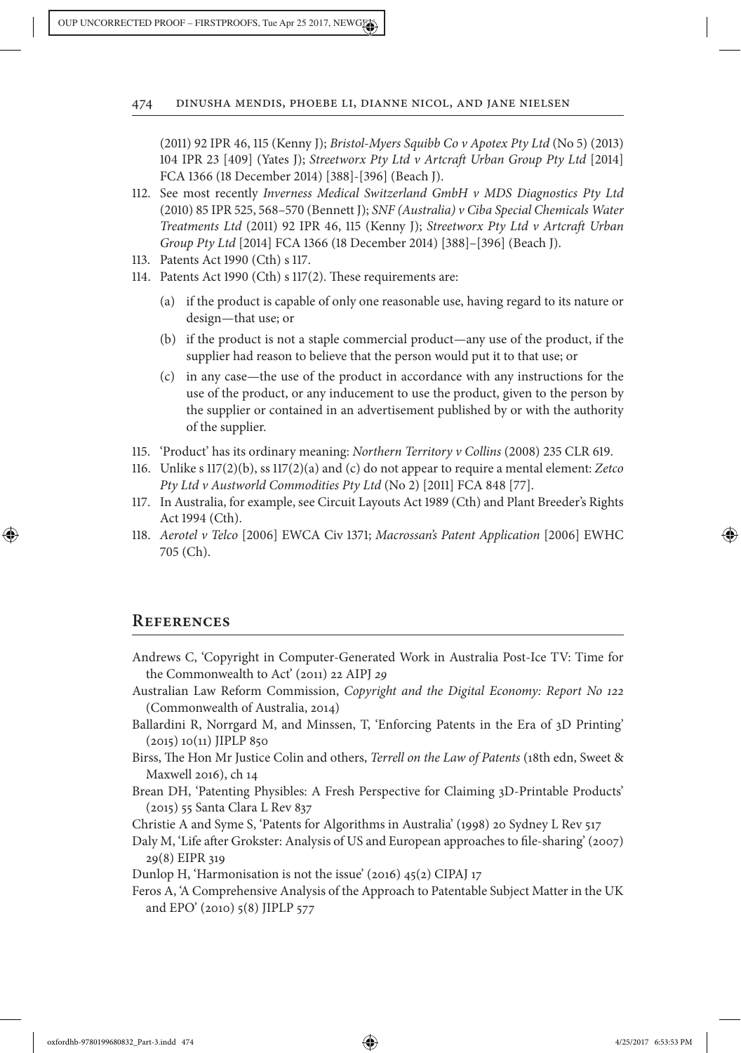(2011) 92 IPR 46, 115 (Kenny J); *Bristol-Myers Squibb Co v Apotex Pty Ltd* (No 5) (2013) 104 IPR 23 [409] (Yates J); *Streetworx Pty Ltd v Artcraft Urban Group Pty Ltd* [2014] FCA 1366 (18 December 2014) [388]-[396] (Beach J).

112. See most recently *Inverness Medical Switzerland GmbH v MDS Diagnostics Pty Ltd* (2010) 85 IPR 525, 568–570 (Bennett J); *SNF (Australia) v Ciba Special Chemicals Water Treatments Ltd* (2011) 92 IPR 46, 115 (Kenny J); *Streetworx Pty Ltd v Artcraft Urban Group Pty Ltd* [2014] FCA 1366 (18 December 2014) [388]–[396] (Beach J).
113. Patents Act 1990 (Cth) s 117.
114. Patents Act 1990 (Cth) s 117(2). These requirements are:
    - (a) if the product is capable of only one reasonable use, having regard to its nature or design—that use; or
    - (b) if the product is not a staple commercial product—any use of the product, if the supplier had reason to believe that the person would put it to that use; or
    - (c) in any case—the use of the product in accordance with any instructions for the use of the product, or any inducement to use the product, given to the person by the supplier or contained in an advertisement published by or with the authority of the supplier.
115. 'Product' has its ordinary meaning: *Northern Territory v Collins* (2008) 235 CLR 619.
116. Unlike s 117(2)(b), ss 117(2)(a) and (c) do not appear to require a mental element: *Zetco Pty Ltd v Austworld Commodities Pty Ltd* (No 2) [2011] FCA 848 [77].
117. In Australia, for example, see Circuit Layouts Act 1989 (Cth) and Plant Breeder's Rights Act 1994 (Cth).
118. *Aerotel v Telco* [2006] EWCA Civ 1371; *Macrossan's Patent Application* [2006] EWHC 705 (Ch).

## References

Andrews C, 'Copyright in Computer-Generated Work in Australia Post-Ice TV: Time for the Commonwealth to Act' (2011) 22 AIPJ 29

Australian Law Reform Commission, *Copyright and the Digital Economy: Report No 122* (Commonwealth of Australia, 2014)

Ballardini R, Norrgard M, and Minssen, T, 'Enforcing Patents in the Era of 3D Printing' (2015) 10(11) JIPLP 850

Birss, The Hon Mr Justice Colin and others, *Terrell on the Law of Patents* (18th edn, Sweet & Maxwell 2016), ch 14

Brean DH, 'Patenting Physibles: A Fresh Perspective for Claiming 3D-Printable Products' (2015) 55 Santa Clara L Rev 837

Christie A and Syme S, 'Patents for Algorithms in Australia' (1998) 20 Sydney L Rev 517

Daly M, 'Life after Grokster: Analysis of US and European approaches to file-sharing' (2007) 29(8) EIPR 319

Dunlop H, 'Harmonisation is not the issue' (2016) 45(2) CIPAJ 17

Feros A, 'A Comprehensive Analysis of the Approach to Patentable Subject Matter in the UK and EPO' (2010) 5(8) JIPLP 577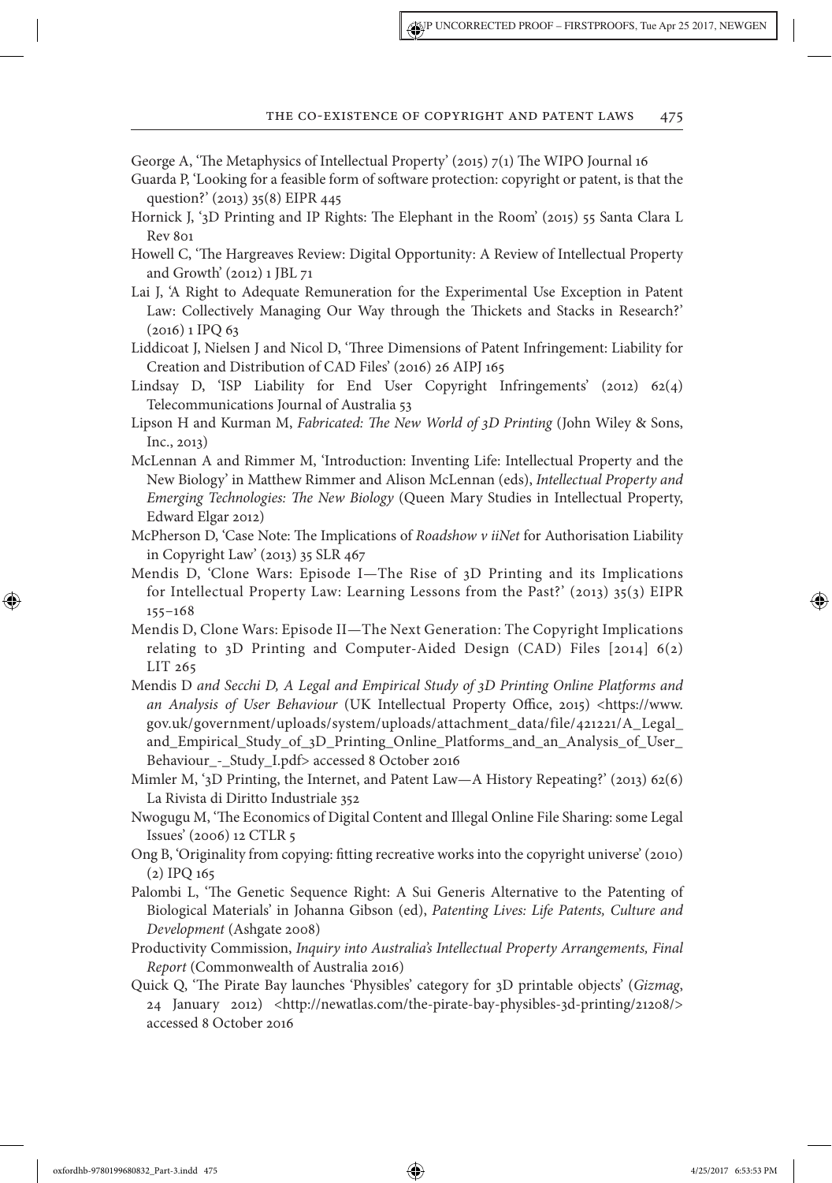George A, 'The Metaphysics of Intellectual Property' (2015) 7(1) The WIPO Journal 16

Guarda P, 'Looking for a feasible form of software protection: copyright or patent, is that the question?' (2013) 35(8) EIPR 445

Hornick J, '3D Printing and IP Rights: The Elephant in the Room' (2015) 55 Santa Clara L Rev 801

Howell C, 'The Hargreaves Review: Digital Opportunity: A Review of Intellectual Property and Growth' (2012) 1 JBL 71

Lai J, 'A Right to Adequate Remuneration for the Experimental Use Exception in Patent Law: Collectively Managing Our Way through the Thickets and Stacks in Research?' (2016) 1 IPQ 63

Liddicoat J, Nielsen J and Nicol D, 'Three Dimensions of Patent Infringement: Liability for Creation and Distribution of CAD Files' (2016) 26 AIPJ 165

Lindsay D, 'ISP Liability for End User Copyright Infringements' (2012) 62(4) Telecommunications Journal of Australia 53

Lipson H and Kurman M, *Fabricated: The New World of 3D Printing* (John Wiley & Sons, Inc., 2013)

McLennan A and Rimmer M, 'Introduction: Inventing Life: Intellectual Property and the New Biology' in Matthew Rimmer and Alison McLennan (eds), *Intellectual Property and Emerging Technologies: The New Biology* (Queen Mary Studies in Intellectual Property, Edward Elgar 2012)

McPherson D, 'Case Note: The Implications of *Roadshow v iiNet* for Authorisation Liability in Copyright Law' (2013) 35 SLR 467

Mendis D, 'Clone Wars: Episode I—The Rise of 3D Printing and its Implications for Intellectual Property Law: Learning Lessons from the Past?' (2013) 35(3) EIPR 155–168

Mendis D, Clone Wars: Episode II—The Next Generation: The Copyright Implications relating to 3D Printing and Computer-Aided Design (CAD) Files [2014] 6(2) LIT 265

Mendis D *and Secchi D, A Legal and Empirical Study of 3D Printing Online Platforms and an Analysis of User Behaviour* (UK Intellectual Property Office, 2015) <https://www.gov.uk/government/uploads/system/uploads/attachment_data/file/421221/A_Legal_and_Empirical_Study_of_3D_Printing_Online_Platforms_and_an_Analysis_of_User_Behaviour_-_Study_I.pdf> accessed 8 October 2016

Mimler M, '3D Printing, the Internet, and Patent Law—A History Repeating?' (2013) 62(6) La Rivista di Diritto Industriale 352

Nwogugu M, 'The Economics of Digital Content and Illegal Online File Sharing: some Legal Issues' (2006) 12 CTLR 5

Ong B, 'Originality from copying: fitting recreative works into the copyright universe' (2010) (2) IPQ 165

Palombi L, 'The Genetic Sequence Right: A Sui Generis Alternative to the Patenting of Biological Materials' in Johanna Gibson (ed), *Patenting Lives: Life Patents, Culture and Development* (Ashgate 2008)

Productivity Commission, *Inquiry into Australia's Intellectual Property Arrangements, Final Report* (Commonwealth of Australia 2016)

Quick Q, 'The Pirate Bay launches 'Physibles' category for 3D printable objects' (*Gizmag*, 24 January 2012) <http://newatlas.com/the-pirate-bay-physibles-3d-printing/21208/> accessed 8 October 2016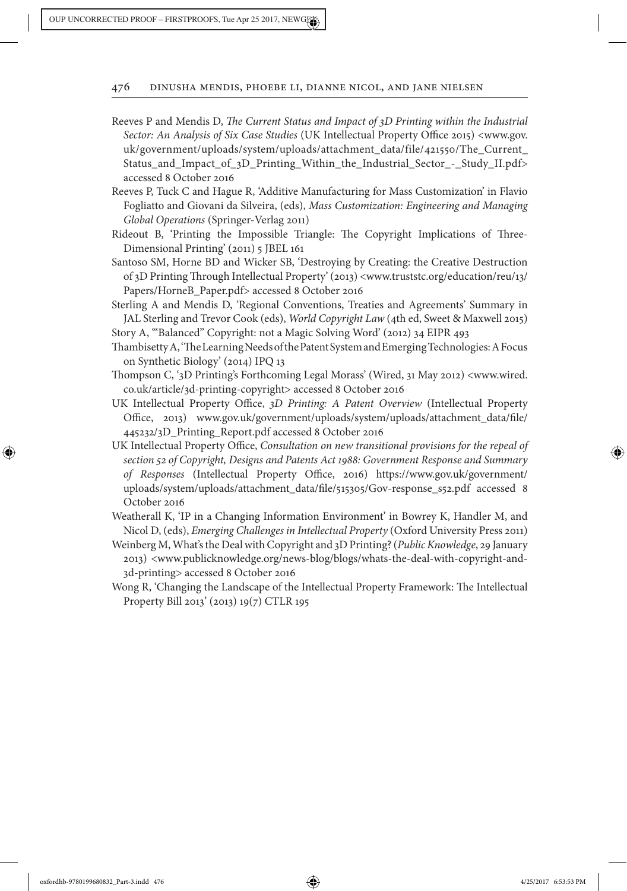Reeves P and Mendis D, *The Current Status and Impact of 3D Printing within the Industrial Sector: An Analysis of Six Case Studies* (UK Intellectual Property Office 2015) <www.gov.uk/government/uploads/system/uploads/attachment_data/file/421550/The_Current_Status_and_Impact_of_3D_Printing_Within_the_Industrial_Sector_-_Study_II.pdf> accessed 8 October 2016

Reeves P, Tuck C and Hague R, 'Additive Manufacturing for Mass Customization' in Flavio Fogliatto and Giovani da Silveira, (eds), *Mass Customization: Engineering and Managing Global Operations* (Springer-Verlag 2011)

Rideout B, 'Printing the Impossible Triangle: The Copyright Implications of Three-Dimensional Printing' (2011) 5 JBEL 161

Santoso SM, Horne BD and Wicker SB, 'Destroying by Creating: the Creative Destruction of 3D Printing Through Intellectual Property' (2013) <www.truststc.org/education/reu/13/Papers/HorneB_Paper.pdf> accessed 8 October 2016

Sterling A and Mendis D, 'Regional Conventions, Treaties and Agreements' Summary in JAL Sterling and Trevor Cook (eds), *World Copyright Law* (4th ed, Sweet & Maxwell 2015)

Story A, '"Balanced" Copyright: not a Magic Solving Word' (2012) 34 EIPR 493

Thambisetty A, 'The Learning Needs of the Patent System and Emerging Technologies: A Focus on Synthetic Biology' (2014) IPQ 13

Thompson C, '3D Printing's Forthcoming Legal Morass' (Wired, 31 May 2012) <www.wired.co.uk/article/3d-printing-copyright> accessed 8 October 2016

UK Intellectual Property Office, *3D Printing: A Patent Overview* (Intellectual Property Office, 2013) www.gov.uk/government/uploads/system/uploads/attachment_data/file/445232/3D_Printing_Report.pdf accessed 8 October 2016

UK Intellectual Property Office, *Consultation on new transitional provisions for the repeal of section 52 of Copyright, Designs and Patents Act 1988: Government Response and Summary of Responses* (Intellectual Property Office, 2016) https://www.gov.uk/government/uploads/system/uploads/attachment_data/file/515305/Gov-response_s52.pdf accessed 8 October 2016

Weatherall K, 'IP in a Changing Information Environment' in Bowrey K, Handler M, and Nicol D, (eds), *Emerging Challenges in Intellectual Property* (Oxford University Press 2011)

Weinberg M, What's the Deal with Copyright and 3D Printing? (*Public Knowledge*, 29 January 2013) <www.publicknowledge.org/news-blog/blogs/whats-the-deal-with-copyright-and-3d-printing> accessed 8 October 2016

Wong R, 'Changing the Landscape of the Intellectual Property Framework: The Intellectual Property Bill 2013' (2013) 19(7) CTLR 195